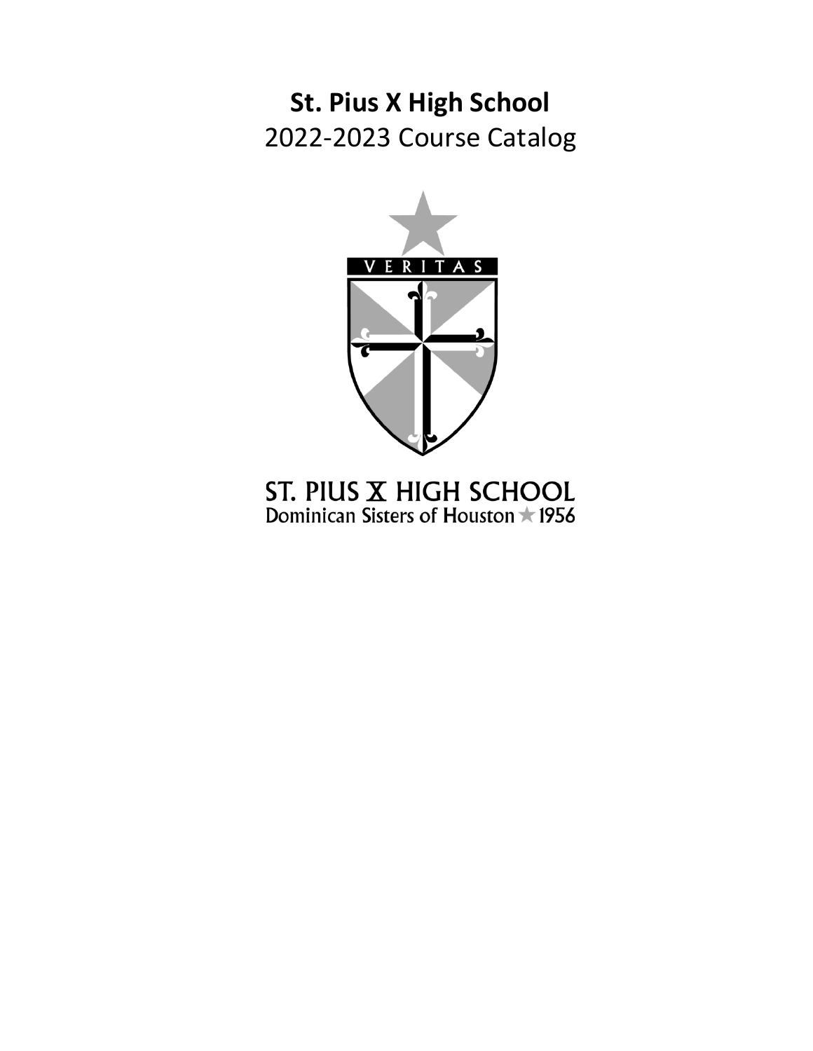# St. Pius X High School

2022-2023 Course Catalog

VERITAS

ST. PIUS X HIGH SCHOOL
Dominican Sisters of Houston ★ 1956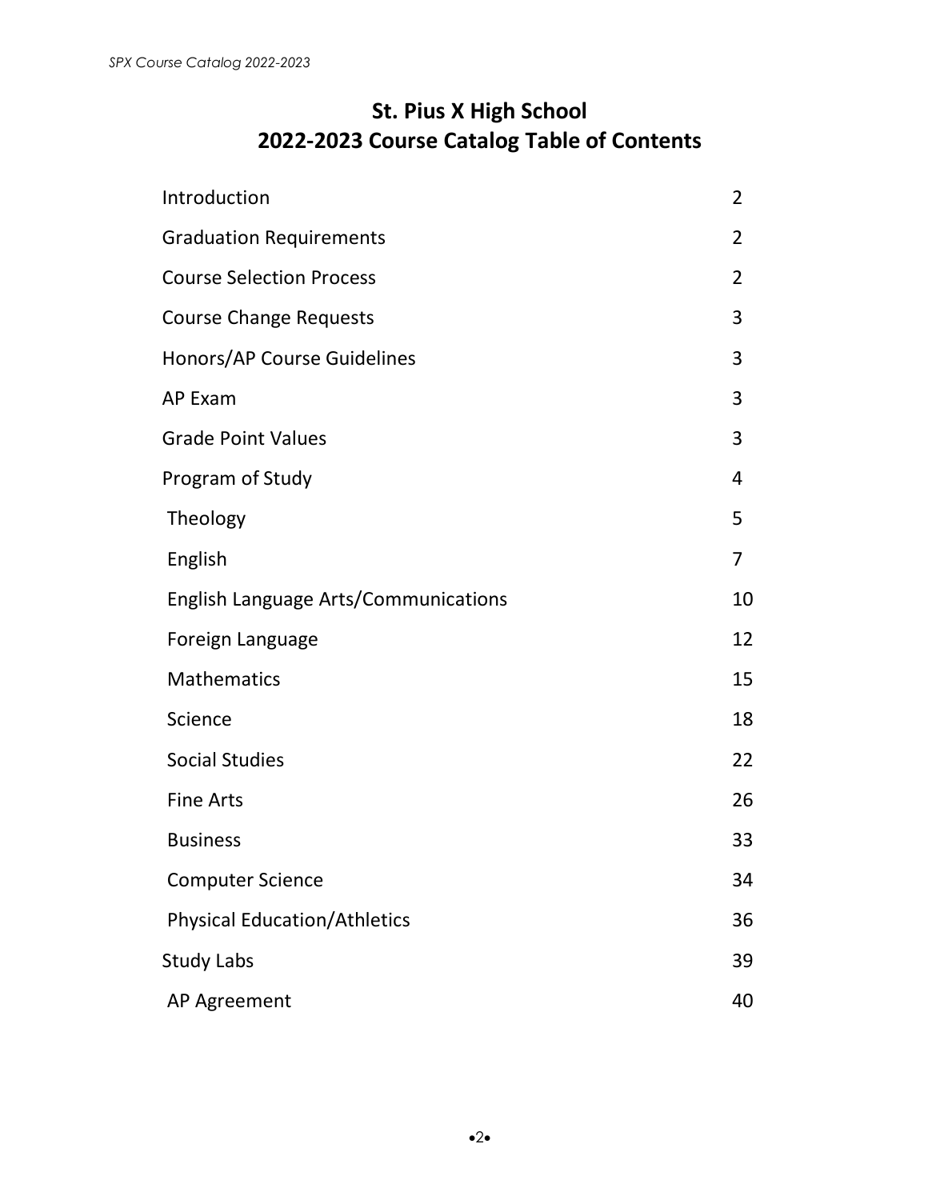# St. Pius X High School
# 2022-2023 Course Catalog Table of Contents

| | |
|---|---|
| Introduction | 2 |
| Graduation Requirements | 2 |
| Course Selection Process | 2 |
| Course Change Requests | 3 |
| Honors/AP Course Guidelines | 3 |
| AP Exam | 3 |
| Grade Point Values | 3 |
| Program of Study | 4 |
| Theology | 5 |
| English | 7 |
| English Language Arts/Communications | 10 |
| Foreign Language | 12 |
| Mathematics | 15 |
| Science | 18 |
| Social Studies | 22 |
| Fine Arts | 26 |
| Business | 33 |
| Computer Science | 34 |
| Physical Education/Athletics | 36 |
| Study Labs | 39 |
| AP Agreement | 40 |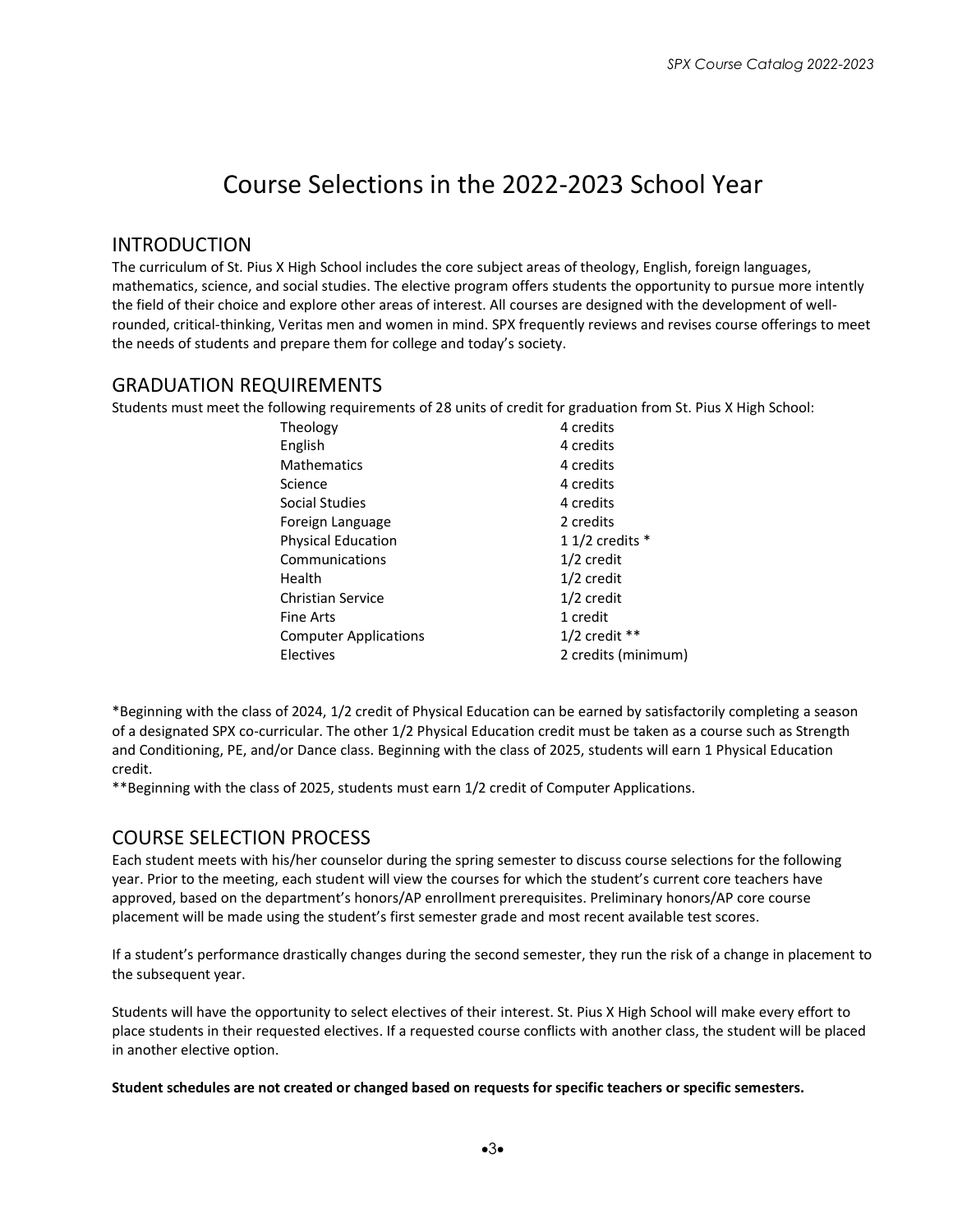# Course Selections in the 2022-2023 School Year

## INTRODUCTION

The curriculum of St. Pius X High School includes the core subject areas of theology, English, foreign languages, mathematics, science, and social studies. The elective program offers students the opportunity to pursue more intently the field of their choice and explore other areas of interest. All courses are designed with the development of well-rounded, critical-thinking, Veritas men and women in mind. SPX frequently reviews and revises course offerings to meet the needs of students and prepare them for college and today's society.

## GRADUATION REQUIREMENTS

Students must meet the following requirements of 28 units of credit for graduation from St. Pius X High School:

| Subject | Credits |
|---|---|
| Theology | 4 credits |
| English | 4 credits |
| Mathematics | 4 credits |
| Science | 4 credits |
| Social Studies | 4 credits |
| Foreign Language | 2 credits |
| Physical Education | 1 1/2 credits * |
| Communications | 1/2 credit |
| Health | 1/2 credit |
| Christian Service | 1/2 credit |
| Fine Arts | 1 credit |
| Computer Applications | 1/2 credit ** |
| Electives | 2 credits (minimum) |

*Beginning with the class of 2024, 1/2 credit of Physical Education can be earned by satisfactorily completing a season of a designated SPX co-curricular. The other 1/2 Physical Education credit must be taken as a course such as Strength and Conditioning, PE, and/or Dance class. Beginning with the class of 2025, students will earn 1 Physical Education credit.

**Beginning with the class of 2025, students must earn 1/2 credit of Computer Applications.

## COURSE SELECTION PROCESS

Each student meets with his/her counselor during the spring semester to discuss course selections for the following year. Prior to the meeting, each student will view the courses for which the student's current core teachers have approved, based on the department's honors/AP enrollment prerequisites. Preliminary honors/AP core course placement will be made using the student's first semester grade and most recent available test scores.

If a student's performance drastically changes during the second semester, they run the risk of a change in placement to the subsequent year.

Students will have the opportunity to select electives of their interest. St. Pius X High School will make every effort to place students in their requested electives. If a requested course conflicts with another class, the student will be placed in another elective option.

**Student schedules are not created or changed based on requests for specific teachers or specific semesters.**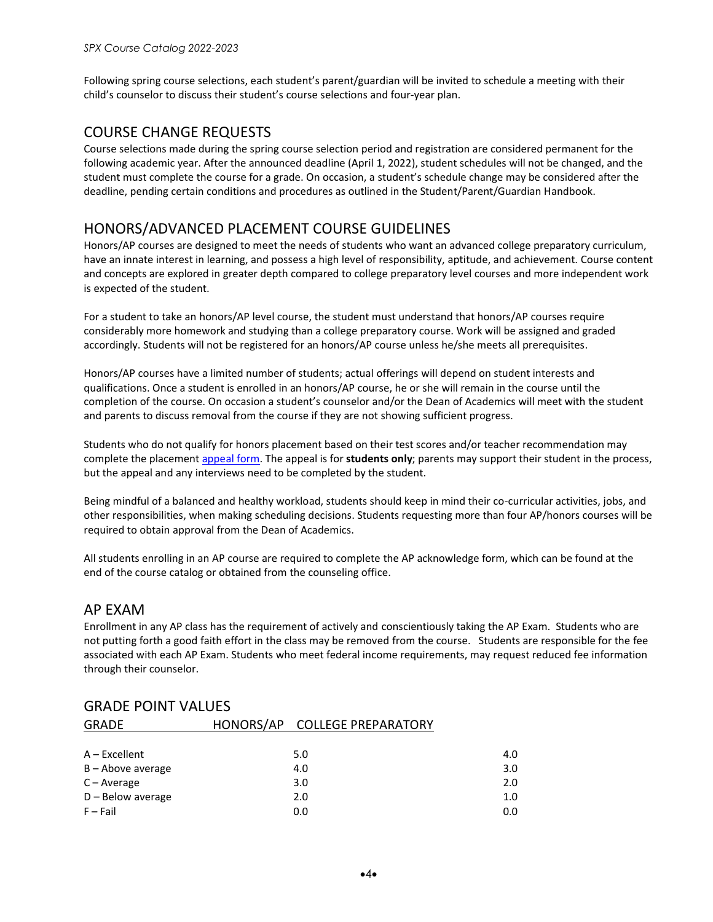Following spring course selections, each student's parent/guardian will be invited to schedule a meeting with their child's counselor to discuss their student's course selections and four-year plan.

## COURSE CHANGE REQUESTS

Course selections made during the spring course selection period and registration are considered permanent for the following academic year. After the announced deadline (April 1, 2022), student schedules will not be changed, and the student must complete the course for a grade. On occasion, a student's schedule change may be considered after the deadline, pending certain conditions and procedures as outlined in the Student/Parent/Guardian Handbook.

## HONORS/ADVANCED PLACEMENT COURSE GUIDELINES

Honors/AP courses are designed to meet the needs of students who want an advanced college preparatory curriculum, have an innate interest in learning, and possess a high level of responsibility, aptitude, and achievement. Course content and concepts are explored in greater depth compared to college preparatory level courses and more independent work is expected of the student.

For a student to take an honors/AP level course, the student must understand that honors/AP courses require considerably more homework and studying than a college preparatory course. Work will be assigned and graded accordingly. Students will not be registered for an honors/AP course unless he/she meets all prerequisites.

Honors/AP courses have a limited number of students; actual offerings will depend on student interests and qualifications. Once a student is enrolled in an honors/AP course, he or she will remain in the course until the completion of the course. On occasion a student's counselor and/or the Dean of Academics will meet with the student and parents to discuss removal from the course if they are not showing sufficient progress.

Students who do not qualify for honors placement based on their test scores and/or teacher recommendation may complete the placement appeal form. The appeal is for **students only**; parents may support their student in the process, but the appeal and any interviews need to be completed by the student.

Being mindful of a balanced and healthy workload, students should keep in mind their co-curricular activities, jobs, and other responsibilities, when making scheduling decisions. Students requesting more than four AP/honors courses will be required to obtain approval from the Dean of Academics.

All students enrolling in an AP course are required to complete the AP acknowledge form, which can be found at the end of the course catalog or obtained from the counseling office.

## AP EXAM

Enrollment in any AP class has the requirement of actively and conscientiously taking the AP Exam. Students who are not putting forth a good faith effort in the class may be removed from the course. Students are responsible for the fee associated with each AP Exam. Students who meet federal income requirements, may request reduced fee information through their counselor.

## GRADE POINT VALUES

| GRADE | HONORS/AP | COLLEGE PREPARATORY |
|---|---|---|
| A – Excellent | 5.0 | 4.0 |
| B – Above average | 4.0 | 3.0 |
| C – Average | 3.0 | 2.0 |
| D – Below average | 2.0 | 1.0 |
| F – Fail | 0.0 | 0.0 |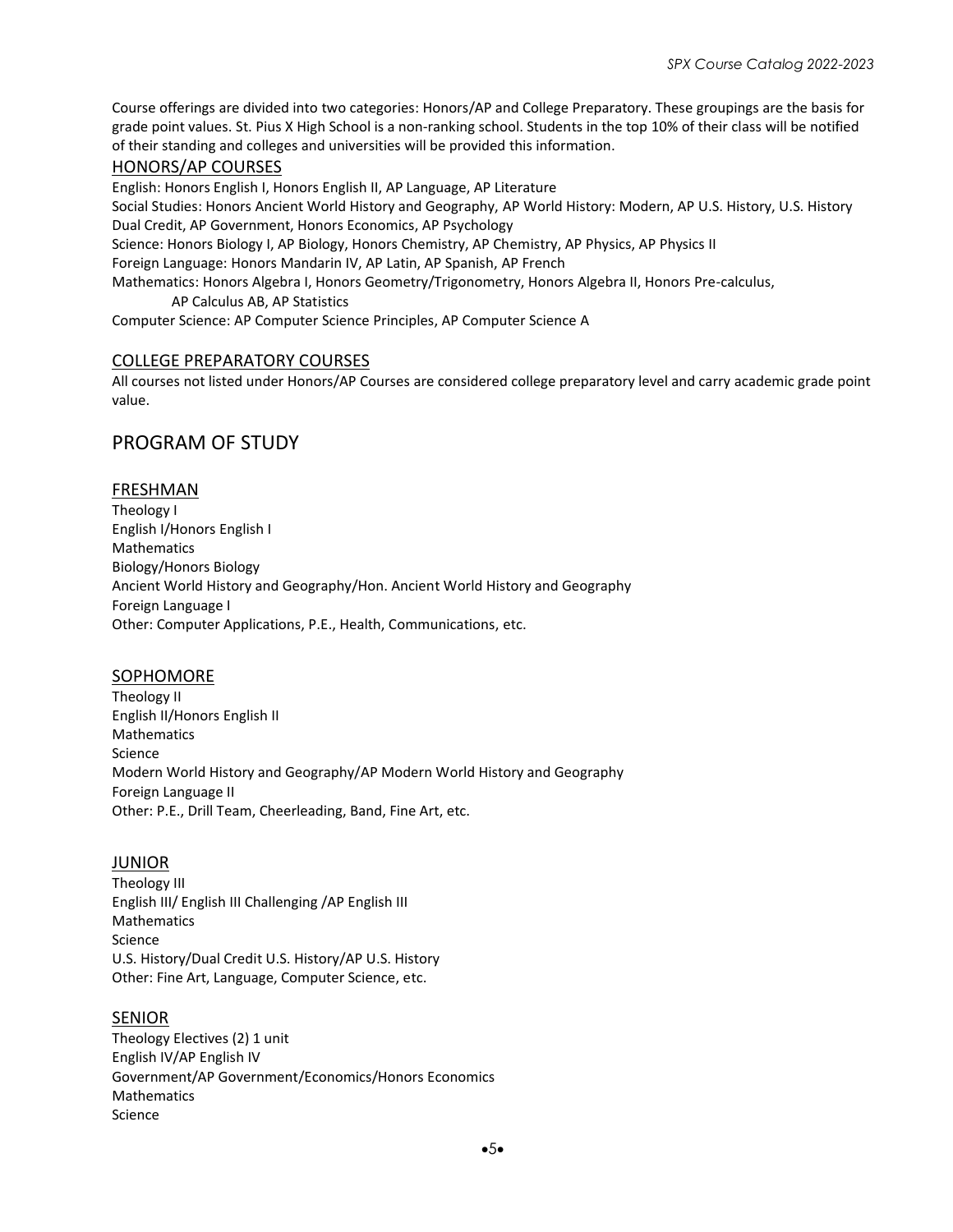Course offerings are divided into two categories: Honors/AP and College Preparatory. These groupings are the basis for grade point values. St. Pius X High School is a non-ranking school. Students in the top 10% of their class will be notified of their standing and colleges and universities will be provided this information.

## HONORS/AP COURSES

English: Honors English I, Honors English II, AP Language, AP Literature
Social Studies: Honors Ancient World History and Geography, AP World History: Modern, AP U.S. History, U.S. History Dual Credit, AP Government, Honors Economics, AP Psychology
Science: Honors Biology I, AP Biology, Honors Chemistry, AP Chemistry, AP Physics, AP Physics II
Foreign Language: Honors Mandarin IV, AP Latin, AP Spanish, AP French
Mathematics: Honors Algebra I, Honors Geometry/Trigonometry, Honors Algebra II, Honors Pre-calculus,
    AP Calculus AB, AP Statistics
Computer Science: AP Computer Science Principles, AP Computer Science A

## COLLEGE PREPARATORY COURSES

All courses not listed under Honors/AP Courses are considered college preparatory level and carry academic grade point value.

# PROGRAM OF STUDY

## FRESHMAN

Theology I
English I/Honors English I
Mathematics
Biology/Honors Biology
Ancient World History and Geography/Hon. Ancient World History and Geography
Foreign Language I
Other: Computer Applications, P.E., Health, Communications, etc.

## SOPHOMORE

Theology II
English II/Honors English II
Mathematics
Science
Modern World History and Geography/AP Modern World History and Geography
Foreign Language II
Other: P.E., Drill Team, Cheerleading, Band, Fine Art, etc.

## JUNIOR

Theology III
English III/ English III Challenging /AP English III
Mathematics
Science
U.S. History/Dual Credit U.S. History/AP U.S. History
Other: Fine Art, Language, Computer Science, etc.

## SENIOR

Theology Electives (2) 1 unit
English IV/AP English IV
Government/AP Government/Economics/Honors Economics
Mathematics
Science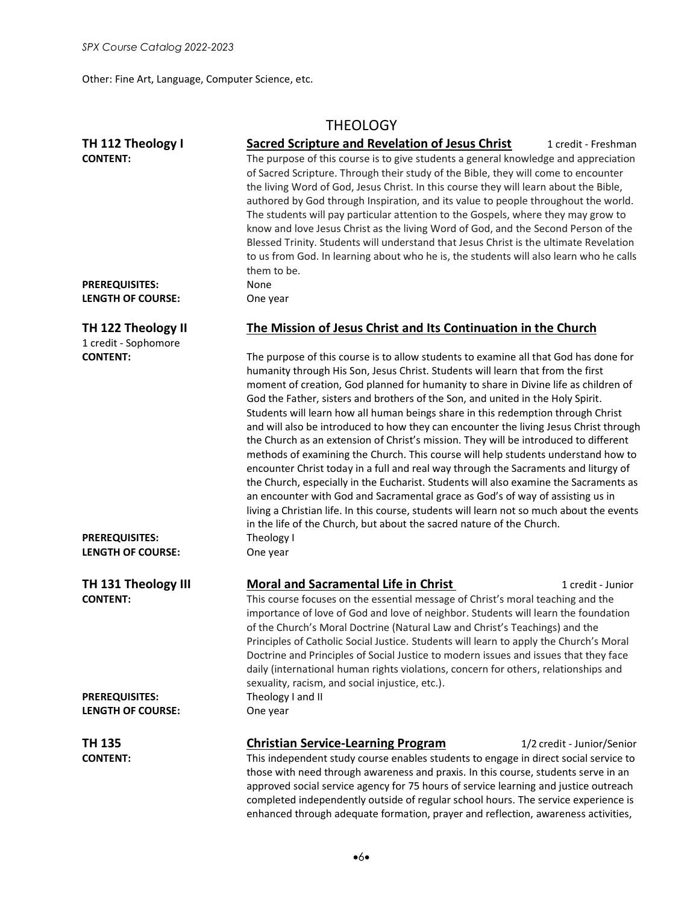Other: Fine Art, Language, Computer Science, etc.

# THEOLOGY

**TH 112 Theology I** — **Sacred Scripture and Revelation of Jesus Christ** — 1 credit - Freshman

**CONTENT:** The purpose of this course is to give students a general knowledge and appreciation of Sacred Scripture. Through their study of the Bible, they will come to encounter the living Word of God, Jesus Christ. In this course they will learn about the Bible, authored by God through Inspiration, and its value to people throughout the world. The students will pay particular attention to the Gospels, where they may grow to know and love Jesus Christ as the living Word of God, and the Second Person of the Blessed Trinity. Students will understand that Jesus Christ is the ultimate Revelation to us from God. In learning about who he is, the students will also learn who he calls them to be.

**PREREQUISITES:** None

**LENGTH OF COURSE:** One year

**TH 122 Theology II** — **The Mission of Jesus Christ and Its Continuation in the Church**

1 credit - Sophomore

**CONTENT:** The purpose of this course is to allow students to examine all that God has done for humanity through His Son, Jesus Christ. Students will learn that from the first moment of creation, God planned for humanity to share in Divine life as children of God the Father, sisters and brothers of the Son, and united in the Holy Spirit. Students will learn how all human beings share in this redemption through Christ and will also be introduced to how they can encounter the living Jesus Christ through the Church as an extension of Christ's mission. They will be introduced to different methods of examining the Church. This course will help students understand how to encounter Christ today in a full and real way through the Sacraments and liturgy of the Church, especially in the Eucharist. Students will also examine the Sacraments as an encounter with God and Sacramental grace as God's of way of assisting us in living a Christian life. In this course, students will learn not so much about the events in the life of the Church, but about the sacred nature of the Church.

**PREREQUISITES:** Theology I

**LENGTH OF COURSE:** One year

**TH 131 Theology III** — **Moral and Sacramental Life in Christ** — 1 credit - Junior

**CONTENT:** This course focuses on the essential message of Christ's moral teaching and the importance of love of God and love of neighbor. Students will learn the foundation of the Church's Moral Doctrine (Natural Law and Christ's Teachings) and the Principles of Catholic Social Justice. Students will learn to apply the Church's Moral Doctrine and Principles of Social Justice to modern issues and issues that they face daily (international human rights violations, concern for others, relationships and sexuality, racism, and social injustice, etc.).

**PREREQUISITES:** Theology I and II

**LENGTH OF COURSE:** One year

**TH 135** — **Christian Service-Learning Program** — 1/2 credit - Junior/Senior

**CONTENT:** This independent study course enables students to engage in direct social service to those with need through awareness and praxis. In this course, students serve in an approved social service agency for 75 hours of service learning and justice outreach completed independently outside of regular school hours. The service experience is enhanced through adequate formation, prayer and reflection, awareness activities,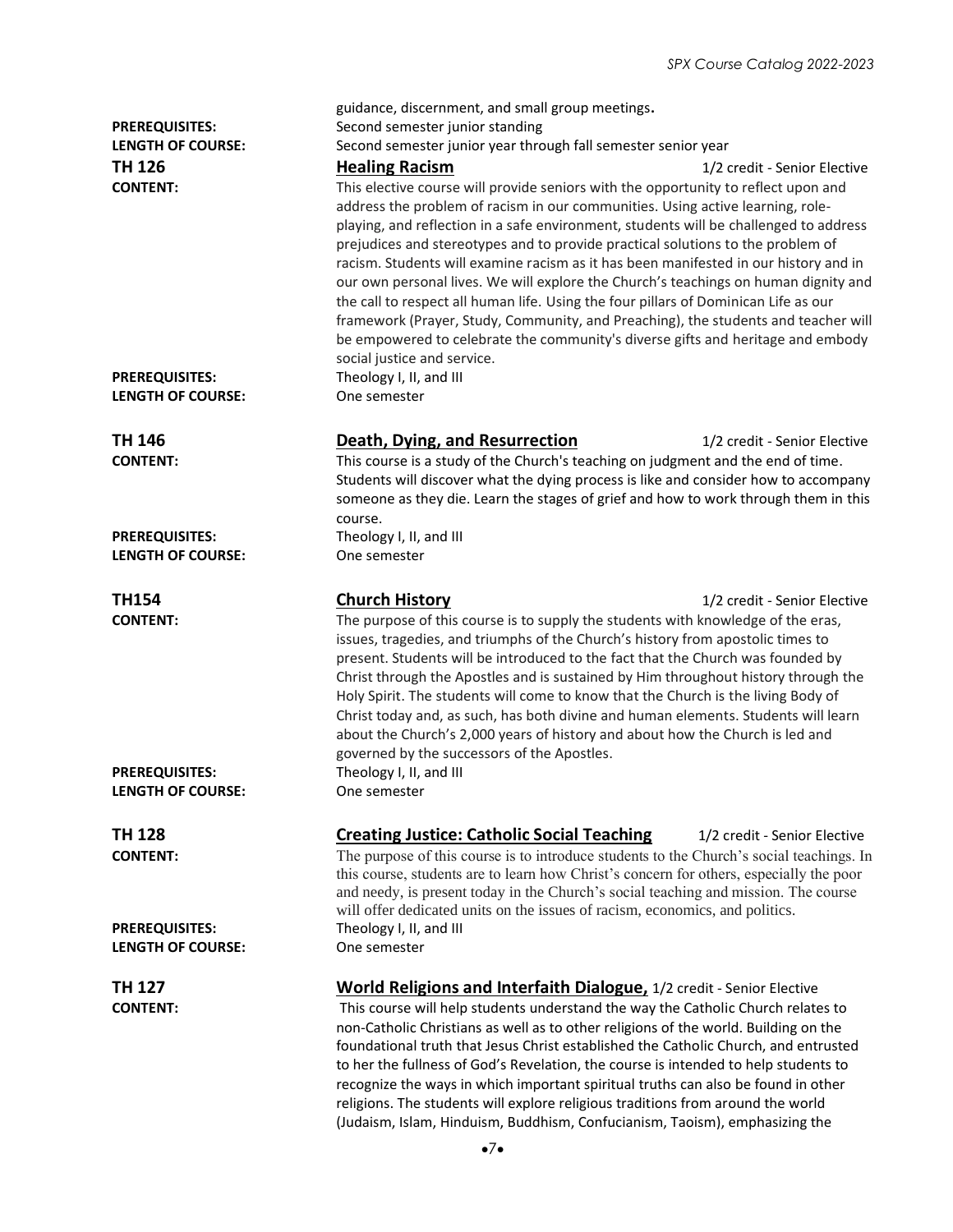guidance, discernment, and small group meetings.

**PREREQUISITES:** Second semester junior standing

**LENGTH OF COURSE:** Second semester junior year through fall semester senior year

### TH 126 — Healing Racism

1/2 credit - Senior Elective

**CONTENT:** This elective course will provide seniors with the opportunity to reflect upon and address the problem of racism in our communities. Using active learning, role-playing, and reflection in a safe environment, students will be challenged to address prejudices and stereotypes and to provide practical solutions to the problem of racism. Students will examine racism as it has been manifested in our history and in our own personal lives. We will explore the Church's teachings on human dignity and the call to respect all human life. Using the four pillars of Dominican Life as our framework (Prayer, Study, Community, and Preaching), the students and teacher will be empowered to celebrate the community's diverse gifts and heritage and embody social justice and service.

**PREREQUISITES:** Theology I, II, and III

**LENGTH OF COURSE:** One semester

### TH 146 — Death, Dying, and Resurrection

1/2 credit - Senior Elective

**CONTENT:** This course is a study of the Church's teaching on judgment and the end of time. Students will discover what the dying process is like and consider how to accompany someone as they die. Learn the stages of grief and how to work through them in this course.

**PREREQUISITES:** Theology I, II, and III

**LENGTH OF COURSE:** One semester

### TH154 — Church History

1/2 credit - Senior Elective

**CONTENT:** The purpose of this course is to supply the students with knowledge of the eras, issues, tragedies, and triumphs of the Church's history from apostolic times to present. Students will be introduced to the fact that the Church was founded by Christ through the Apostles and is sustained by Him throughout history through the Holy Spirit. The students will come to know that the Church is the living Body of Christ today and, as such, has both divine and human elements. Students will learn about the Church's 2,000 years of history and about how the Church is led and governed by the successors of the Apostles.

**PREREQUISITES:** Theology I, II, and III

**LENGTH OF COURSE:** One semester

### TH 128 — Creating Justice: Catholic Social Teaching

1/2 credit - Senior Elective

**CONTENT:** The purpose of this course is to introduce students to the Church's social teachings. In this course, students are to learn how Christ's concern for others, especially the poor and needy, is present today in the Church's social teaching and mission. The course will offer dedicated units on the issues of racism, economics, and politics.

**PREREQUISITES:** Theology I, II, and III

**LENGTH OF COURSE:** One semester

### TH 127 — World Religions and Interfaith Dialogue,

1/2 credit - Senior Elective

**CONTENT:** This course will help students understand the way the Catholic Church relates to non-Catholic Christians as well as to other religions of the world. Building on the foundational truth that Jesus Christ established the Catholic Church, and entrusted to her the fullness of God's Revelation, the course is intended to help students to recognize the ways in which important spiritual truths can also be found in other religions. The students will explore religious traditions from around the world (Judaism, Islam, Hinduism, Buddhism, Confucianism, Taoism), emphasizing the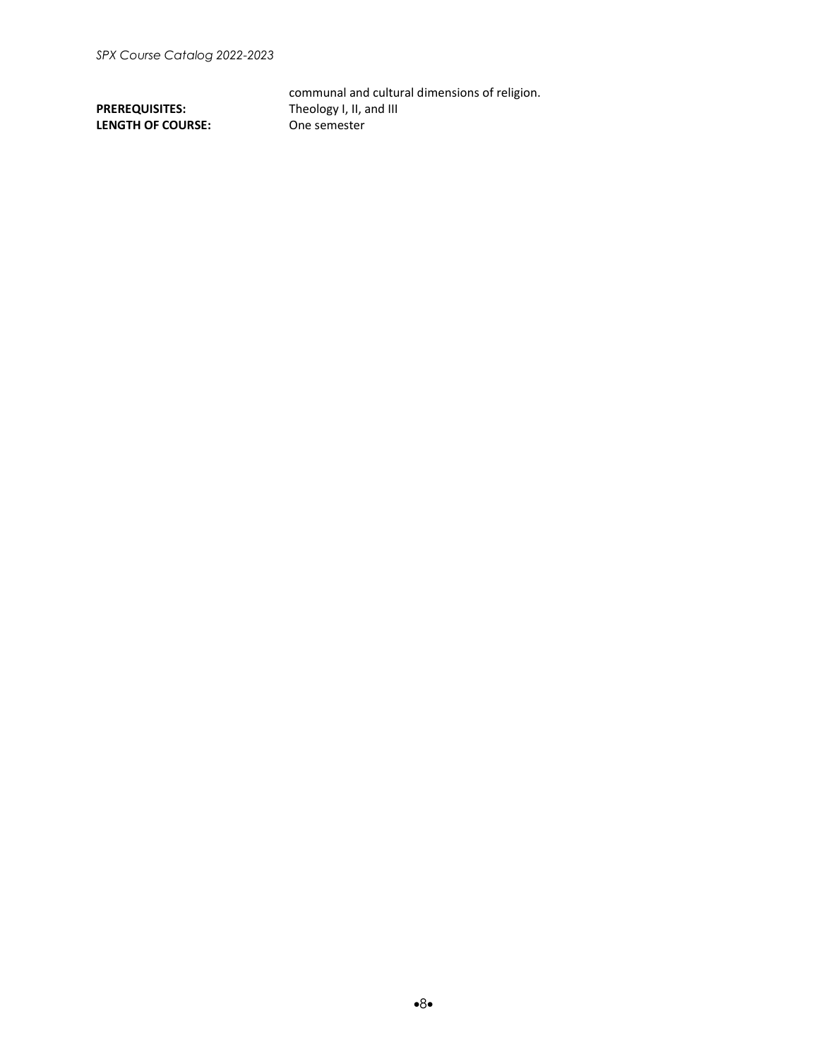communal and cultural dimensions of religion.

**PREREQUISITES:** Theology I, II, and III
**LENGTH OF COURSE:** One semester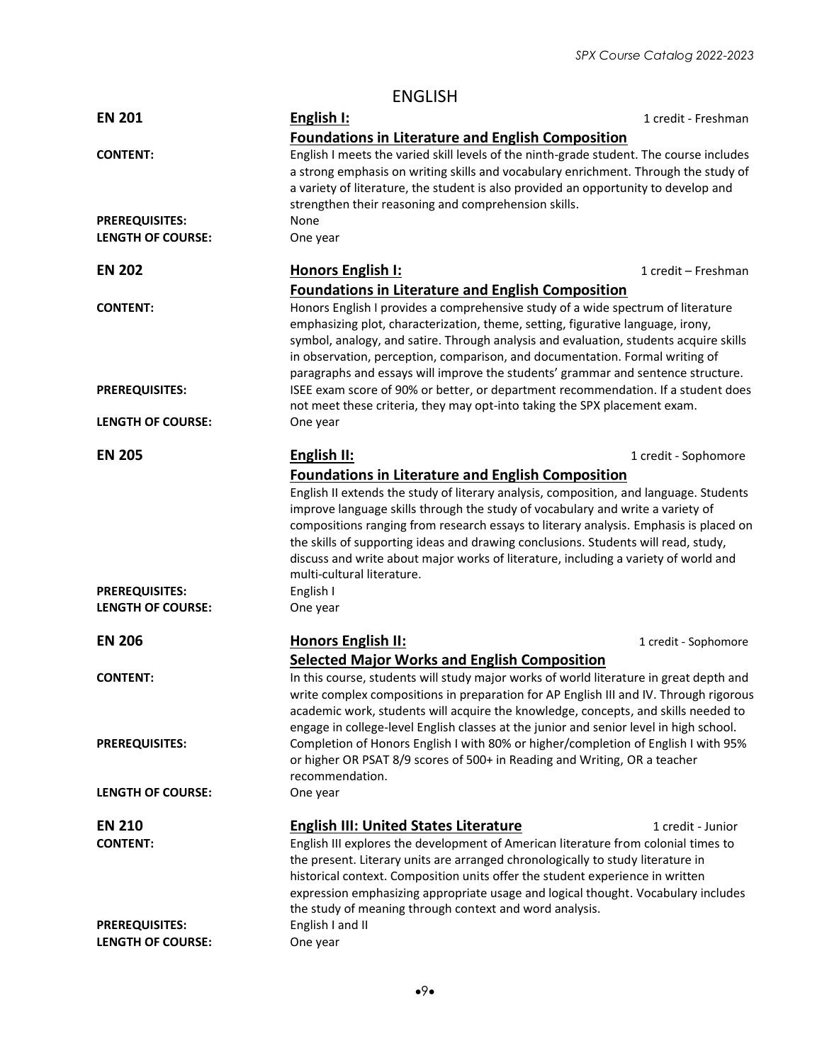# ENGLISH

**EN 201** — **English I: Foundations in Literature and English Composition** — 1 credit - Freshman

**CONTENT:** English I meets the varied skill levels of the ninth-grade student. The course includes a strong emphasis on writing skills and vocabulary enrichment. Through the study of a variety of literature, the student is also provided an opportunity to develop and strengthen their reasoning and comprehension skills.

**PREREQUISITES:** None

**LENGTH OF COURSE:** One year

**EN 202** — **Honors English I: Foundations in Literature and English Composition** — 1 credit – Freshman

**CONTENT:** Honors English I provides a comprehensive study of a wide spectrum of literature emphasizing plot, characterization, theme, setting, figurative language, irony, symbol, analogy, and satire. Through analysis and evaluation, students acquire skills in observation, perception, comparison, and documentation. Formal writing of paragraphs and essays will improve the students' grammar and sentence structure.

**PREREQUISITES:** ISEE exam score of 90% or better, or department recommendation. If a student does not meet these criteria, they may opt-into taking the SPX placement exam.

**LENGTH OF COURSE:** One year

**EN 205** — **English II: Foundations in Literature and English Composition** — 1 credit - Sophomore

English II extends the study of literary analysis, composition, and language. Students improve language skills through the study of vocabulary and write a variety of compositions ranging from research essays to literary analysis. Emphasis is placed on the skills of supporting ideas and drawing conclusions. Students will read, study, discuss and write about major works of literature, including a variety of world and multi-cultural literature.

**PREREQUISITES:** English I

**LENGTH OF COURSE:** One year

**EN 206** — **Honors English II: Selected Major Works and English Composition** — 1 credit - Sophomore

**CONTENT:** In this course, students will study major works of world literature in great depth and write complex compositions in preparation for AP English III and IV. Through rigorous academic work, students will acquire the knowledge, concepts, and skills needed to engage in college-level English classes at the junior and senior level in high school.

**PREREQUISITES:** Completion of Honors English I with 80% or higher/completion of English I with 95% or higher OR PSAT 8/9 scores of 500+ in Reading and Writing, OR a teacher recommendation.

**LENGTH OF COURSE:** One year

**EN 210** — **English III: United States Literature** — 1 credit - Junior

**CONTENT:** English III explores the development of American literature from colonial times to the present. Literary units are arranged chronologically to study literature in historical context. Composition units offer the student experience in written expression emphasizing appropriate usage and logical thought. Vocabulary includes the study of meaning through context and word analysis.

**PREREQUISITES:** English I and II

**LENGTH OF COURSE:** One year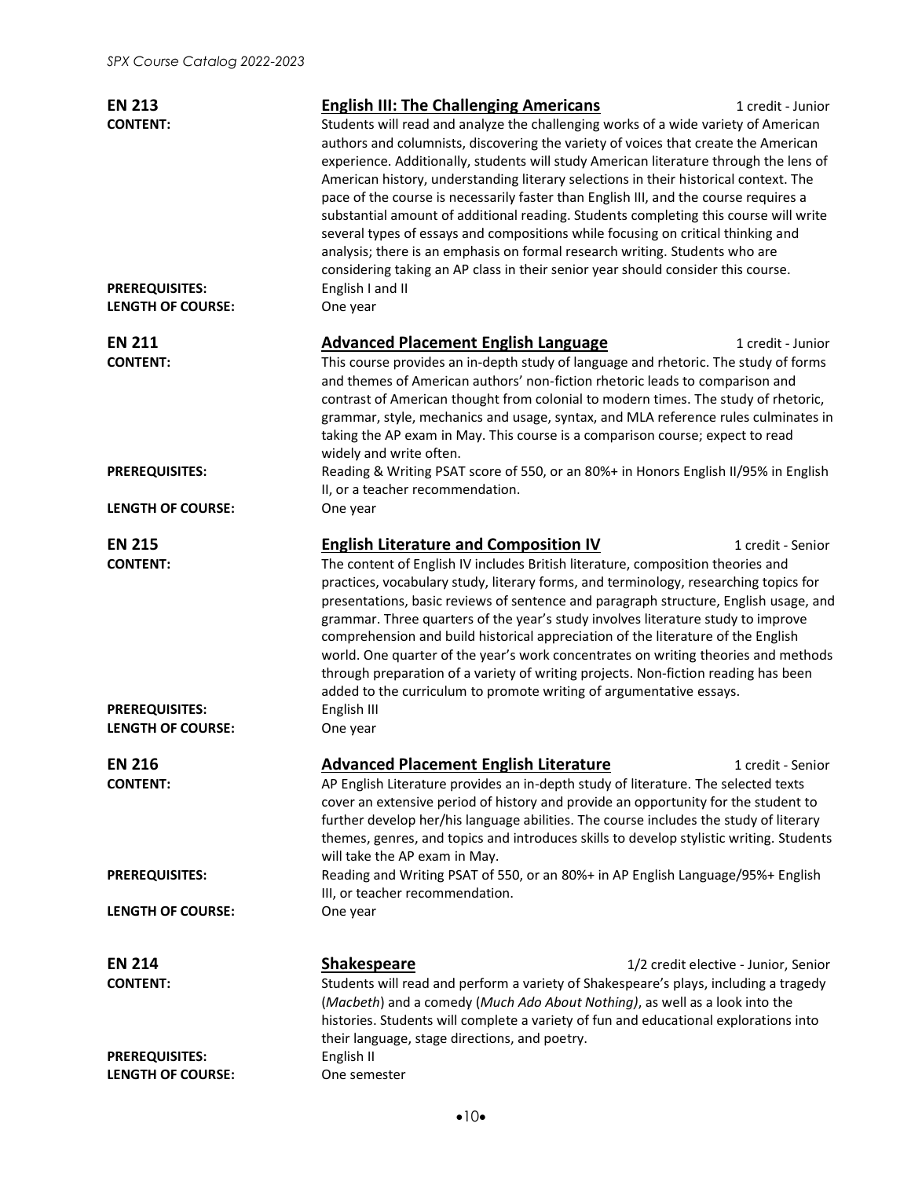## EN 213 — English III: The Challenging Americans

1 credit - Junior

**CONTENT:** Students will read and analyze the challenging works of a wide variety of American authors and columnists, discovering the variety of voices that create the American experience. Additionally, students will study American literature through the lens of American history, understanding literary selections in their historical context. The pace of the course is necessarily faster than English III, and the course requires a substantial amount of additional reading. Students completing this course will write several types of essays and compositions while focusing on critical thinking and analysis; there is an emphasis on formal research writing. Students who are considering taking an AP class in their senior year should consider this course.

**PREREQUISITES:** English I and II

**LENGTH OF COURSE:** One year

## EN 211 — Advanced Placement English Language

1 credit - Junior

**CONTENT:** This course provides an in-depth study of language and rhetoric. The study of forms and themes of American authors' non-fiction rhetoric leads to comparison and contrast of American thought from colonial to modern times. The study of rhetoric, grammar, style, mechanics and usage, syntax, and MLA reference rules culminates in taking the AP exam in May. This course is a comparison course; expect to read widely and write often.

**PREREQUISITES:** Reading & Writing PSAT score of 550, or an 80%+ in Honors English II/95% in English II, or a teacher recommendation.

**LENGTH OF COURSE:** One year

## EN 215 — English Literature and Composition IV

1 credit - Senior

**CONTENT:** The content of English IV includes British literature, composition theories and practices, vocabulary study, literary forms, and terminology, researching topics for presentations, basic reviews of sentence and paragraph structure, English usage, and grammar. Three quarters of the year's study involves literature study to improve comprehension and build historical appreciation of the literature of the English world. One quarter of the year's work concentrates on writing theories and methods through preparation of a variety of writing projects. Non-fiction reading has been added to the curriculum to promote writing of argumentative essays.

**PREREQUISITES:** English III

**LENGTH OF COURSE:** One year

## EN 216 — Advanced Placement English Literature

1 credit - Senior

**CONTENT:** AP English Literature provides an in-depth study of literature. The selected texts cover an extensive period of history and provide an opportunity for the student to further develop her/his language abilities. The course includes the study of literary themes, genres, and topics and introduces skills to develop stylistic writing. Students will take the AP exam in May.

**PREREQUISITES:** Reading and Writing PSAT of 550, or an 80%+ in AP English Language/95%+ English III, or teacher recommendation.

**LENGTH OF COURSE:** One year

## EN 214 — Shakespeare

1/2 credit elective - Junior, Senior

**CONTENT:** Students will read and perform a variety of Shakespeare's plays, including a tragedy (*Macbeth*) and a comedy (*Much Ado About Nothing)*, as well as a look into the histories. Students will complete a variety of fun and educational explorations into their language, stage directions, and poetry.

**PREREQUISITES:** English II

**LENGTH OF COURSE:** One semester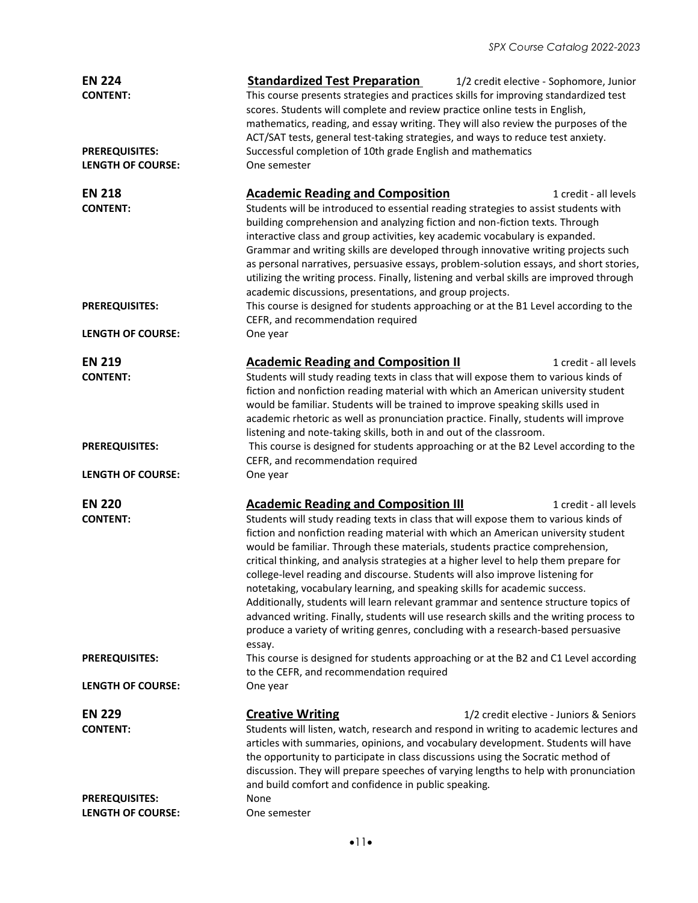## EN 224 — Standardized Test Preparation

1/2 credit elective - Sophomore, Junior

**CONTENT:** This course presents strategies and practices skills for improving standardized test scores. Students will complete and review practice online tests in English, mathematics, reading, and essay writing. They will also review the purposes of the ACT/SAT tests, general test-taking strategies, and ways to reduce test anxiety.

**PREREQUISITES:** Successful completion of 10th grade English and mathematics

**LENGTH OF COURSE:** One semester

## EN 218 — Academic Reading and Composition

1 credit - all levels

**CONTENT:** Students will be introduced to essential reading strategies to assist students with building comprehension and analyzing fiction and non-fiction texts. Through interactive class and group activities, key academic vocabulary is expanded. Grammar and writing skills are developed through innovative writing projects such as personal narratives, persuasive essays, problem-solution essays, and short stories, utilizing the writing process. Finally, listening and verbal skills are improved through academic discussions, presentations, and group projects.

**PREREQUISITES:** This course is designed for students approaching or at the B1 Level according to the CEFR, and recommendation required

**LENGTH OF COURSE:** One year

## EN 219 — Academic Reading and Composition II

1 credit - all levels

**CONTENT:** Students will study reading texts in class that will expose them to various kinds of fiction and nonfiction reading material with which an American university student would be familiar. Students will be trained to improve speaking skills used in academic rhetoric as well as pronunciation practice. Finally, students will improve listening and note-taking skills, both in and out of the classroom.

**PREREQUISITES:** This course is designed for students approaching or at the B2 Level according to the CEFR, and recommendation required

**LENGTH OF COURSE:** One year

## EN 220 — Academic Reading and Composition III

1 credit - all levels

**CONTENT:** Students will study reading texts in class that will expose them to various kinds of fiction and nonfiction reading material with which an American university student would be familiar. Through these materials, students practice comprehension, critical thinking, and analysis strategies at a higher level to help them prepare for college-level reading and discourse. Students will also improve listening for notetaking, vocabulary learning, and speaking skills for academic success. Additionally, students will learn relevant grammar and sentence structure topics of advanced writing. Finally, students will use research skills and the writing process to produce a variety of writing genres, concluding with a research-based persuasive essay.

**PREREQUISITES:** This course is designed for students approaching or at the B2 and C1 Level according to the CEFR, and recommendation required

**LENGTH OF COURSE:** One year

## EN 229 — Creative Writing

1/2 credit elective - Juniors & Seniors

**CONTENT:** Students will listen, watch, research and respond in writing to academic lectures and articles with summaries, opinions, and vocabulary development. Students will have the opportunity to participate in class discussions using the Socratic method of discussion. They will prepare speeches of varying lengths to help with pronunciation and build comfort and confidence in public speaking.

**PREREQUISITES:** None

**LENGTH OF COURSE:** One semester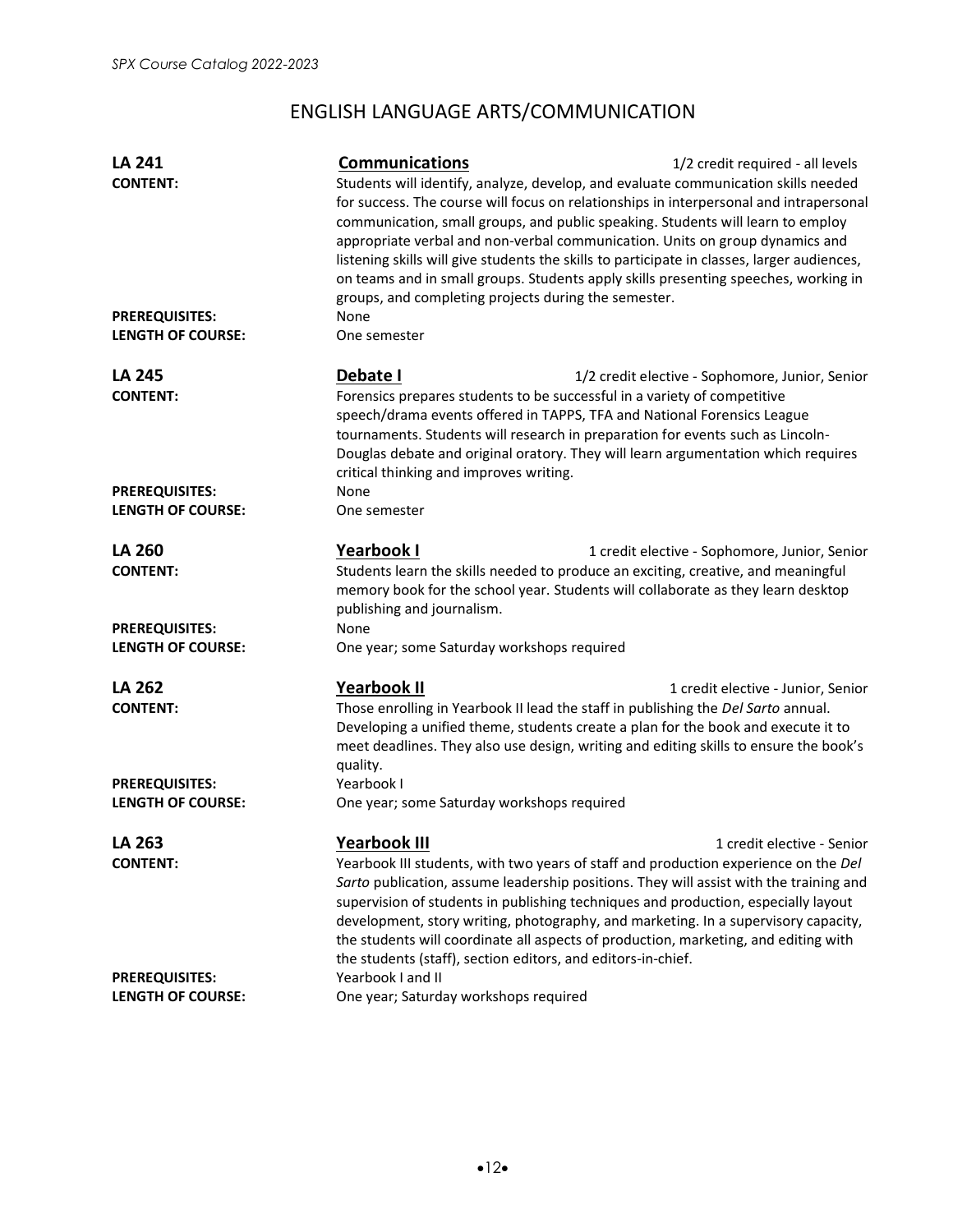# ENGLISH LANGUAGE ARTS/COMMUNICATION

**LA 241** — **Communications** — 1/2 credit required - all levels

**CONTENT:** Students will identify, analyze, develop, and evaluate communication skills needed for success. The course will focus on relationships in interpersonal and intrapersonal communication, small groups, and public speaking. Students will learn to employ appropriate verbal and non-verbal communication. Units on group dynamics and listening skills will give students the skills to participate in classes, larger audiences, on teams and in small groups. Students apply skills presenting speeches, working in groups, and completing projects during the semester.

**PREREQUISITES:** None

**LENGTH OF COURSE:** One semester

**LA 245** — **Debate I** — 1/2 credit elective - Sophomore, Junior, Senior

**CONTENT:** Forensics prepares students to be successful in a variety of competitive speech/drama events offered in TAPPS, TFA and National Forensics League tournaments. Students will research in preparation for events such as Lincoln-Douglas debate and original oratory. They will learn argumentation which requires critical thinking and improves writing.

**PREREQUISITES:** None

**LENGTH OF COURSE:** One semester

**LA 260** — **Yearbook I** — 1 credit elective - Sophomore, Junior, Senior

**CONTENT:** Students learn the skills needed to produce an exciting, creative, and meaningful memory book for the school year. Students will collaborate as they learn desktop publishing and journalism.

**PREREQUISITES:** None

**LENGTH OF COURSE:** One year; some Saturday workshops required

**LA 262** — **Yearbook II** — 1 credit elective - Junior, Senior

**CONTENT:** Those enrolling in Yearbook II lead the staff in publishing the *Del Sarto* annual. Developing a unified theme, students create a plan for the book and execute it to meet deadlines. They also use design, writing and editing skills to ensure the book's quality.

**PREREQUISITES:** Yearbook I

**LENGTH OF COURSE:** One year; some Saturday workshops required

**LA 263** — **Yearbook III** — 1 credit elective - Senior

**CONTENT:** Yearbook III students, with two years of staff and production experience on the *Del Sarto* publication, assume leadership positions. They will assist with the training and supervision of students in publishing techniques and production, especially layout development, story writing, photography, and marketing. In a supervisory capacity, the students will coordinate all aspects of production, marketing, and editing with the students (staff), section editors, and editors-in-chief.

**PREREQUISITES:** Yearbook I and II

**LENGTH OF COURSE:** One year; Saturday workshops required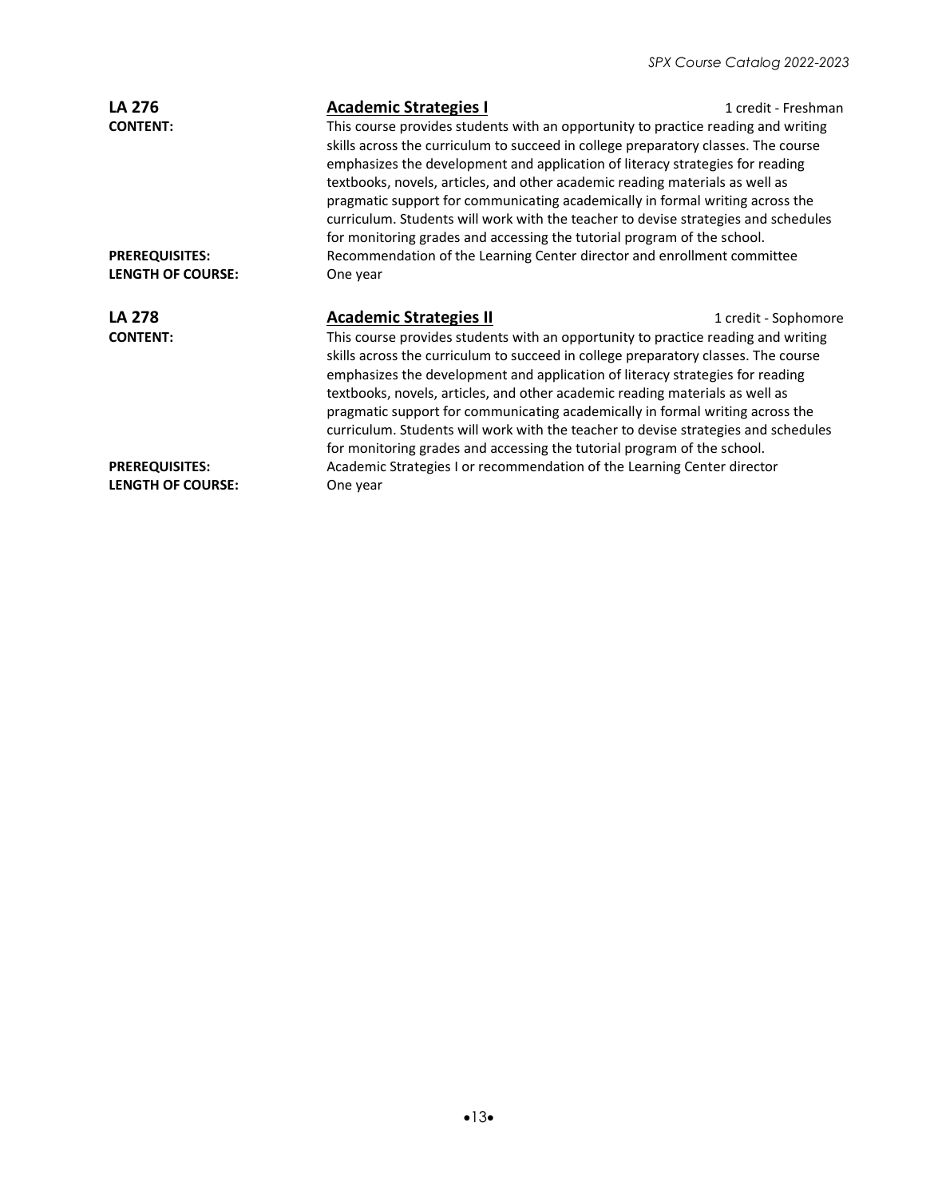**LA 276** **Academic Strategies I** 1 credit - Freshman

**CONTENT:** This course provides students with an opportunity to practice reading and writing skills across the curriculum to succeed in college preparatory classes. The course emphasizes the development and application of literacy strategies for reading textbooks, novels, articles, and other academic reading materials as well as pragmatic support for communicating academically in formal writing across the curriculum. Students will work with the teacher to devise strategies and schedules for monitoring grades and accessing the tutorial program of the school.

**PREREQUISITES:** Recommendation of the Learning Center director and enrollment committee

**LENGTH OF COURSE:** One year

**LA 278** **Academic Strategies II** 1 credit - Sophomore

**CONTENT:** This course provides students with an opportunity to practice reading and writing skills across the curriculum to succeed in college preparatory classes. The course emphasizes the development and application of literacy strategies for reading textbooks, novels, articles, and other academic reading materials as well as pragmatic support for communicating academically in formal writing across the curriculum. Students will work with the teacher to devise strategies and schedules for monitoring grades and accessing the tutorial program of the school.

**PREREQUISITES:** Academic Strategies I or recommendation of the Learning Center director

**LENGTH OF COURSE:** One year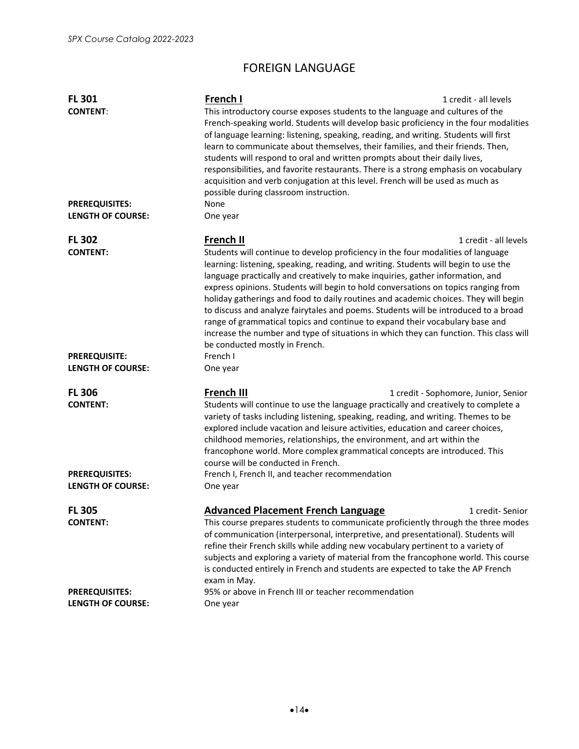# FOREIGN LANGUAGE

**FL 301** — **French I** — 1 credit - all levels

**CONTENT**: This introductory course exposes students to the language and cultures of the French-speaking world. Students will develop basic proficiency in the four modalities of language learning: listening, speaking, reading, and writing. Students will first learn to communicate about themselves, their families, and their friends. Then, students will respond to oral and written prompts about their daily lives, responsibilities, and favorite restaurants. There is a strong emphasis on vocabulary acquisition and verb conjugation at this level. French will be used as much as possible during classroom instruction.

**PREREQUISITES:** None

**LENGTH OF COURSE:** One year

**FL 302** — **French II** — 1 credit - all levels

**CONTENT:** Students will continue to develop proficiency in the four modalities of language learning: listening, speaking, reading, and writing. Students will begin to use the language practically and creatively to make inquiries, gather information, and express opinions. Students will begin to hold conversations on topics ranging from holiday gatherings and food to daily routines and academic choices. They will begin to discuss and analyze fairytales and poems. Students will be introduced to a broad range of grammatical topics and continue to expand their vocabulary base and increase the number and type of situations in which they can function. This class will be conducted mostly in French.

**PREREQUISITE:** French I

**LENGTH OF COURSE:** One year

**FL 306** — **French III** — 1 credit - Sophomore, Junior, Senior

**CONTENT:** Students will continue to use the language practically and creatively to complete a variety of tasks including listening, speaking, reading, and writing. Themes to be explored include vacation and leisure activities, education and career choices, childhood memories, relationships, the environment, and art within the francophone world. More complex grammatical concepts are introduced. This course will be conducted in French.

**PREREQUISITES:** French I, French II, and teacher recommendation

**LENGTH OF COURSE:** One year

**FL 305** — **Advanced Placement French Language** — 1 credit- Senior

**CONTENT:** This course prepares students to communicate proficiently through the three modes of communication (interpersonal, interpretive, and presentational). Students will refine their French skills while adding new vocabulary pertinent to a variety of subjects and exploring a variety of material from the francophone world. This course is conducted entirely in French and students are expected to take the AP French exam in May.

**PREREQUISITES:** 95% or above in French III or teacher recommendation

**LENGTH OF COURSE:** One year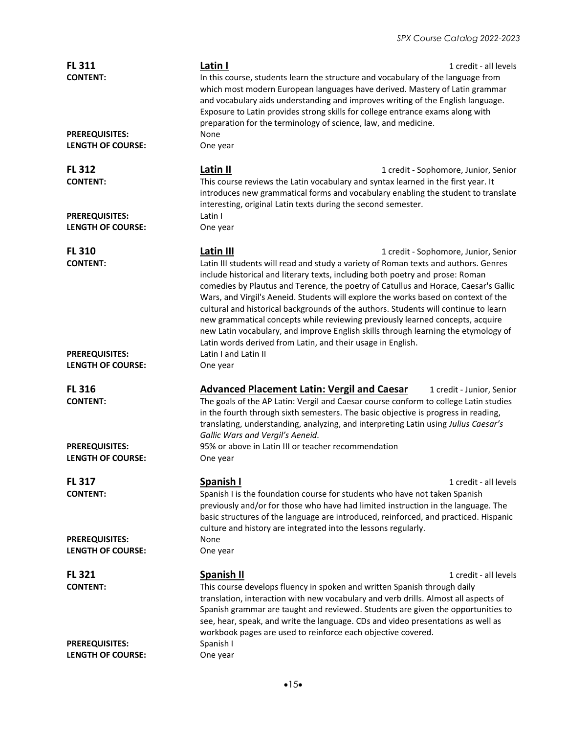**FL 311** — **Latin I** — 1 credit - all levels

**CONTENT:** In this course, students learn the structure and vocabulary of the language from which most modern European languages have derived. Mastery of Latin grammar and vocabulary aids understanding and improves writing of the English language. Exposure to Latin provides strong skills for college entrance exams along with preparation for the terminology of science, law, and medicine.

**PREREQUISITES:** None

**LENGTH OF COURSE:** One year

**FL 312** — **Latin II** — 1 credit - Sophomore, Junior, Senior

**CONTENT:** This course reviews the Latin vocabulary and syntax learned in the first year. It introduces new grammatical forms and vocabulary enabling the student to translate interesting, original Latin texts during the second semester.

**PREREQUISITES:** Latin I

**LENGTH OF COURSE:** One year

**FL 310** — **Latin III** — 1 credit - Sophomore, Junior, Senior

**CONTENT:** Latin III students will read and study a variety of Roman texts and authors. Genres include historical and literary texts, including both poetry and prose: Roman comedies by Plautus and Terence, the poetry of Catullus and Horace, Caesar's Gallic Wars, and Virgil's Aeneid. Students will explore the works based on context of the cultural and historical backgrounds of the authors. Students will continue to learn new grammatical concepts while reviewing previously learned concepts, acquire new Latin vocabulary, and improve English skills through learning the etymology of Latin words derived from Latin, and their usage in English.

**PREREQUISITES:** Latin I and Latin II

**LENGTH OF COURSE:** One year

**FL 316** — **Advanced Placement Latin: Vergil and Caesar** — 1 credit - Junior, Senior

**CONTENT:** The goals of the AP Latin: Vergil and Caesar course conform to college Latin studies in the fourth through sixth semesters. The basic objective is progress in reading, translating, understanding, analyzing, and interpreting Latin using *Julius Caesar's Gallic Wars and Vergil's Aeneid*.

**PREREQUISITES:** 95% or above in Latin III or teacher recommendation

**LENGTH OF COURSE:** One year

**FL 317** — **Spanish I** — 1 credit - all levels

**CONTENT:** Spanish I is the foundation course for students who have not taken Spanish previously and/or for those who have had limited instruction in the language. The basic structures of the language are introduced, reinforced, and practiced. Hispanic culture and history are integrated into the lessons regularly.

**PREREQUISITES:** None

**LENGTH OF COURSE:** One year

**FL 321** — **Spanish II** — 1 credit - all levels

**CONTENT:** This course develops fluency in spoken and written Spanish through daily translation, interaction with new vocabulary and verb drills. Almost all aspects of Spanish grammar are taught and reviewed. Students are given the opportunities to see, hear, speak, and write the language. CDs and video presentations as well as workbook pages are used to reinforce each objective covered.

**PREREQUISITES:** Spanish I

**LENGTH OF COURSE:** One year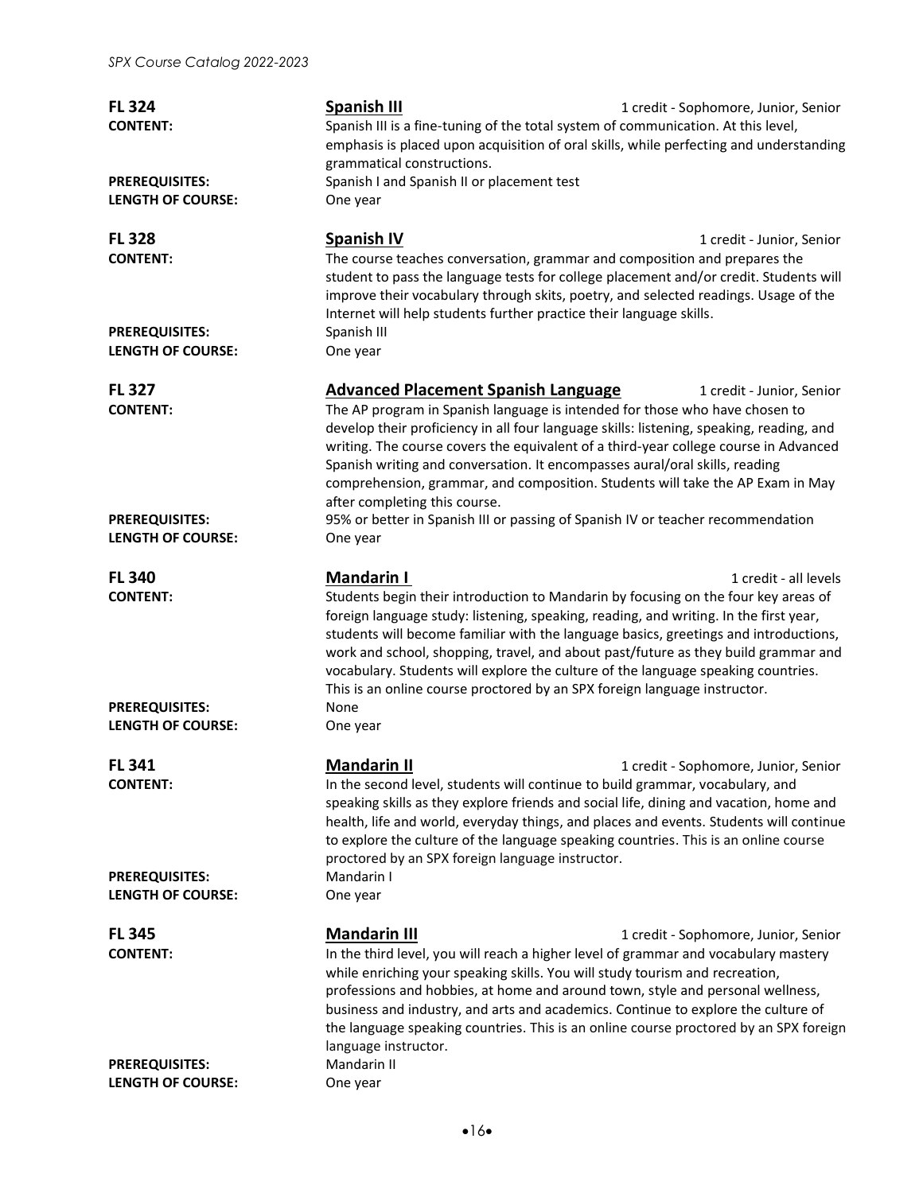**FL 324** — **Spanish III** — 1 credit - Sophomore, Junior, Senior

**CONTENT:** Spanish III is a fine-tuning of the total system of communication. At this level, emphasis is placed upon acquisition of oral skills, while perfecting and understanding grammatical constructions.

**PREREQUISITES:** Spanish I and Spanish II or placement test

**LENGTH OF COURSE:** One year

**FL 328** — **Spanish IV** — 1 credit - Junior, Senior

**CONTENT:** The course teaches conversation, grammar and composition and prepares the student to pass the language tests for college placement and/or credit. Students will improve their vocabulary through skits, poetry, and selected readings. Usage of the Internet will help students further practice their language skills.

**PREREQUISITES:** Spanish III

**LENGTH OF COURSE:** One year

**FL 327** — **Advanced Placement Spanish Language** — 1 credit - Junior, Senior

**CONTENT:** The AP program in Spanish language is intended for those who have chosen to develop their proficiency in all four language skills: listening, speaking, reading, and writing. The course covers the equivalent of a third-year college course in Advanced Spanish writing and conversation. It encompasses aural/oral skills, reading comprehension, grammar, and composition. Students will take the AP Exam in May after completing this course.

**PREREQUISITES:** 95% or better in Spanish III or passing of Spanish IV or teacher recommendation

**LENGTH OF COURSE:** One year

**FL 340** — **Mandarin I** — 1 credit - all levels

**CONTENT:** Students begin their introduction to Mandarin by focusing on the four key areas of foreign language study: listening, speaking, reading, and writing. In the first year, students will become familiar with the language basics, greetings and introductions, work and school, shopping, travel, and about past/future as they build grammar and vocabulary. Students will explore the culture of the language speaking countries. This is an online course proctored by an SPX foreign language instructor.

**PREREQUISITES:** None

**LENGTH OF COURSE:** One year

**FL 341** — **Mandarin II** — 1 credit - Sophomore, Junior, Senior

**CONTENT:** In the second level, students will continue to build grammar, vocabulary, and speaking skills as they explore friends and social life, dining and vacation, home and health, life and world, everyday things, and places and events. Students will continue to explore the culture of the language speaking countries. This is an online course proctored by an SPX foreign language instructor.

**PREREQUISITES:** Mandarin I

**LENGTH OF COURSE:** One year

**FL 345** — **Mandarin III** — 1 credit - Sophomore, Junior, Senior

**CONTENT:** In the third level, you will reach a higher level of grammar and vocabulary mastery while enriching your speaking skills. You will study tourism and recreation, professions and hobbies, at home and around town, style and personal wellness, business and industry, and arts and academics. Continue to explore the culture of the language speaking countries. This is an online course proctored by an SPX foreign language instructor.

**PREREQUISITES:** Mandarin II

**LENGTH OF COURSE:** One year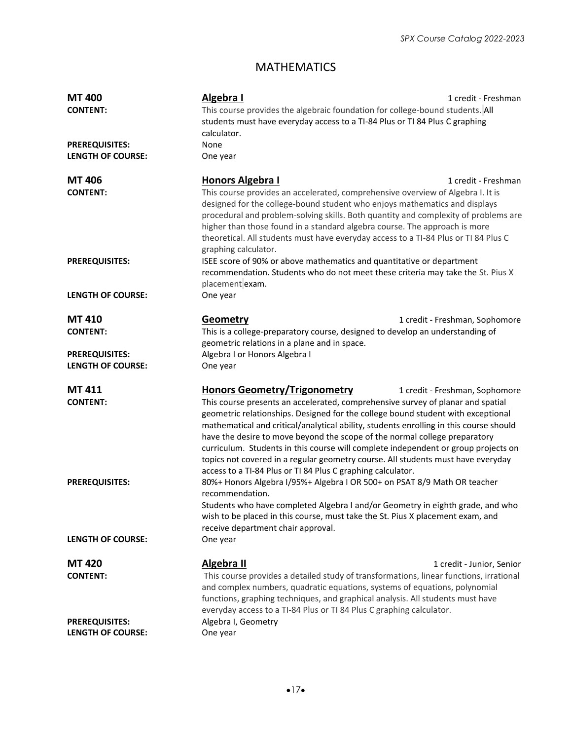# MATHEMATICS

**MT 400** — **Algebra I** — 1 credit - Freshman

**CONTENT:** This course provides the algebraic foundation for college-bound students. All students must have everyday access to a TI-84 Plus or TI 84 Plus C graphing calculator.

**PREREQUISITES:** None

**LENGTH OF COURSE:** One year

**MT 406** — **Honors Algebra I** — 1 credit - Freshman

**CONTENT:** This course provides an accelerated, comprehensive overview of Algebra I. It is designed for the college-bound student who enjoys mathematics and displays procedural and problem-solving skills. Both quantity and complexity of problems are higher than those found in a standard algebra course. The approach is more theoretical. All students must have everyday access to a TI-84 Plus or TI 84 Plus C graphing calculator.

**PREREQUISITES:** ISEE score of 90% or above mathematics and quantitative or department recommendation. Students who do not meet these criteria may take the St. Pius X placement exam.

**LENGTH OF COURSE:** One year

**MT 410** — **Geometry** — 1 credit - Freshman, Sophomore

**CONTENT:** This is a college-preparatory course, designed to develop an understanding of geometric relations in a plane and in space.

**PREREQUISITES:** Algebra I or Honors Algebra I

**LENGTH OF COURSE:** One year

**MT 411** — **Honors Geometry/Trigonometry** — 1 credit - Freshman, Sophomore

**CONTENT:** This course presents an accelerated, comprehensive survey of planar and spatial geometric relationships. Designed for the college bound student with exceptional mathematical and critical/analytical ability, students enrolling in this course should have the desire to move beyond the scope of the normal college preparatory curriculum. Students in this course will complete independent or group projects on topics not covered in a regular geometry course. All students must have everyday access to a TI-84 Plus or TI 84 Plus C graphing calculator.

**PREREQUISITES:** 80%+ Honors Algebra I/95%+ Algebra I OR 500+ on PSAT 8/9 Math OR teacher recommendation.

Students who have completed Algebra I and/or Geometry in eighth grade, and who wish to be placed in this course, must take the St. Pius X placement exam, and receive department chair approval.

**LENGTH OF COURSE:** One year

**MT 420** — **Algebra II** — 1 credit - Junior, Senior

**CONTENT:** This course provides a detailed study of transformations, linear functions, irrational and complex numbers, quadratic equations, systems of equations, polynomial functions, graphing techniques, and graphical analysis. All students must have everyday access to a TI-84 Plus or TI 84 Plus C graphing calculator.

**PREREQUISITES:** Algebra I, Geometry

**LENGTH OF COURSE:** One year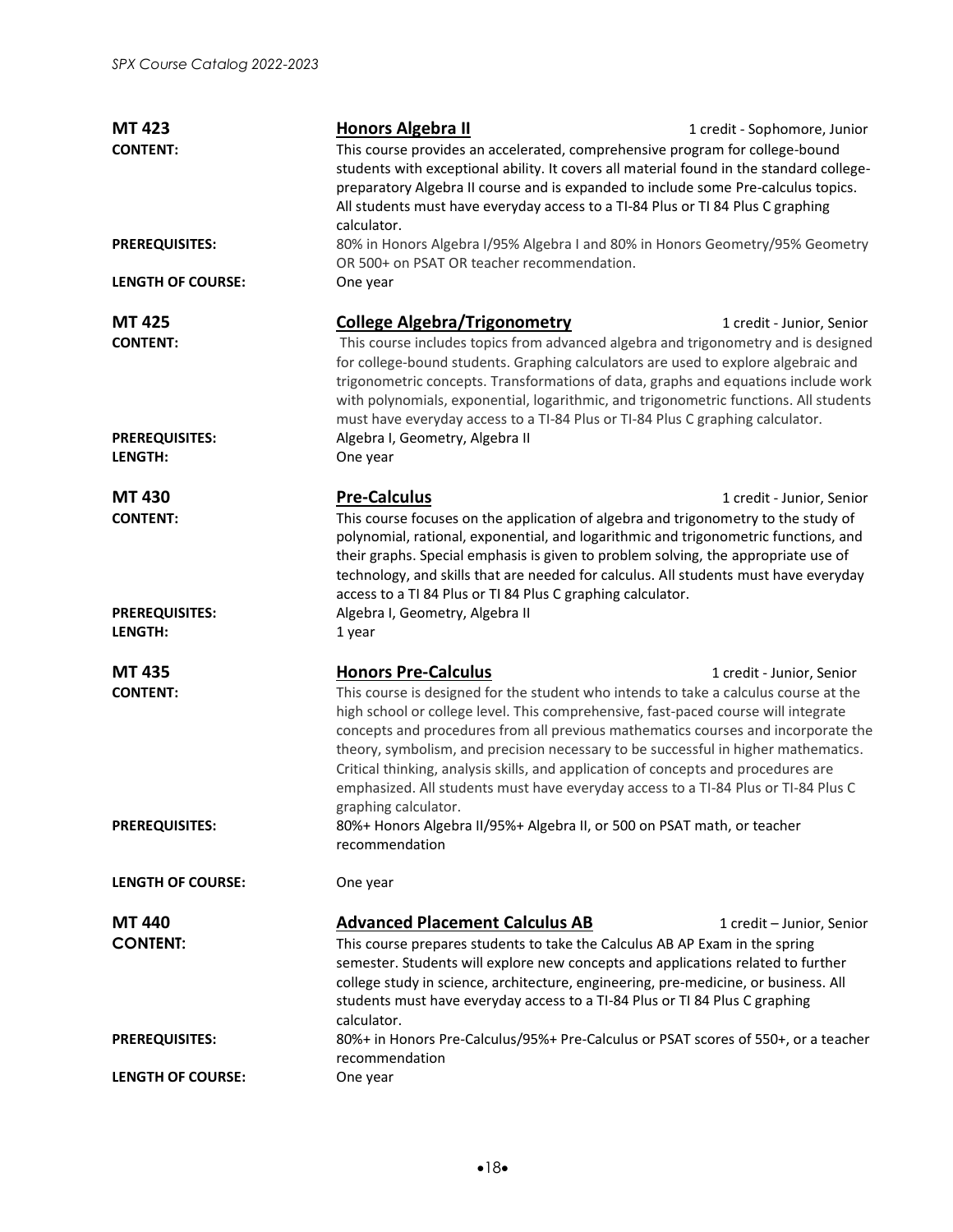## MT 423 — Honors Algebra II

1 credit - Sophomore, Junior

**CONTENT:** This course provides an accelerated, comprehensive program for college-bound students with exceptional ability. It covers all material found in the standard college-preparatory Algebra II course and is expanded to include some Pre-calculus topics. All students must have everyday access to a TI-84 Plus or TI 84 Plus C graphing calculator.

**PREREQUISITES:** 80% in Honors Algebra I/95% Algebra I and 80% in Honors Geometry/95% Geometry OR 500+ on PSAT OR teacher recommendation.

**LENGTH OF COURSE:** One year

## MT 425 — College Algebra/Trigonometry

1 credit - Junior, Senior

**CONTENT:** This course includes topics from advanced algebra and trigonometry and is designed for college-bound students. Graphing calculators are used to explore algebraic and trigonometric concepts. Transformations of data, graphs and equations include work with polynomials, exponential, logarithmic, and trigonometric functions. All students must have everyday access to a TI-84 Plus or TI-84 Plus C graphing calculator.

**PREREQUISITES:** Algebra I, Geometry, Algebra II

**LENGTH:** One year

## MT 430 — Pre-Calculus

1 credit - Junior, Senior

**CONTENT:** This course focuses on the application of algebra and trigonometry to the study of polynomial, rational, exponential, and logarithmic and trigonometric functions, and their graphs. Special emphasis is given to problem solving, the appropriate use of technology, and skills that are needed for calculus. All students must have everyday access to a TI 84 Plus or TI 84 Plus C graphing calculator.

**PREREQUISITES:** Algebra I, Geometry, Algebra II

**LENGTH:** 1 year

## MT 435 — Honors Pre-Calculus

1 credit - Junior, Senior

**CONTENT:** This course is designed for the student who intends to take a calculus course at the high school or college level. This comprehensive, fast-paced course will integrate concepts and procedures from all previous mathematics courses and incorporate the theory, symbolism, and precision necessary to be successful in higher mathematics. Critical thinking, analysis skills, and application of concepts and procedures are emphasized. All students must have everyday access to a TI-84 Plus or TI-84 Plus C graphing calculator.

**PREREQUISITES:** 80%+ Honors Algebra II/95%+ Algebra II, or 500 on PSAT math, or teacher recommendation

**LENGTH OF COURSE:** One year

## MT 440 — Advanced Placement Calculus AB

1 credit – Junior, Senior

**CONTENT:** This course prepares students to take the Calculus AB AP Exam in the spring semester. Students will explore new concepts and applications related to further college study in science, architecture, engineering, pre-medicine, or business. All students must have everyday access to a TI-84 Plus or TI 84 Plus C graphing calculator.

**PREREQUISITES:** 80%+ in Honors Pre-Calculus/95%+ Pre-Calculus or PSAT scores of 550+, or a teacher recommendation

**LENGTH OF COURSE:** One year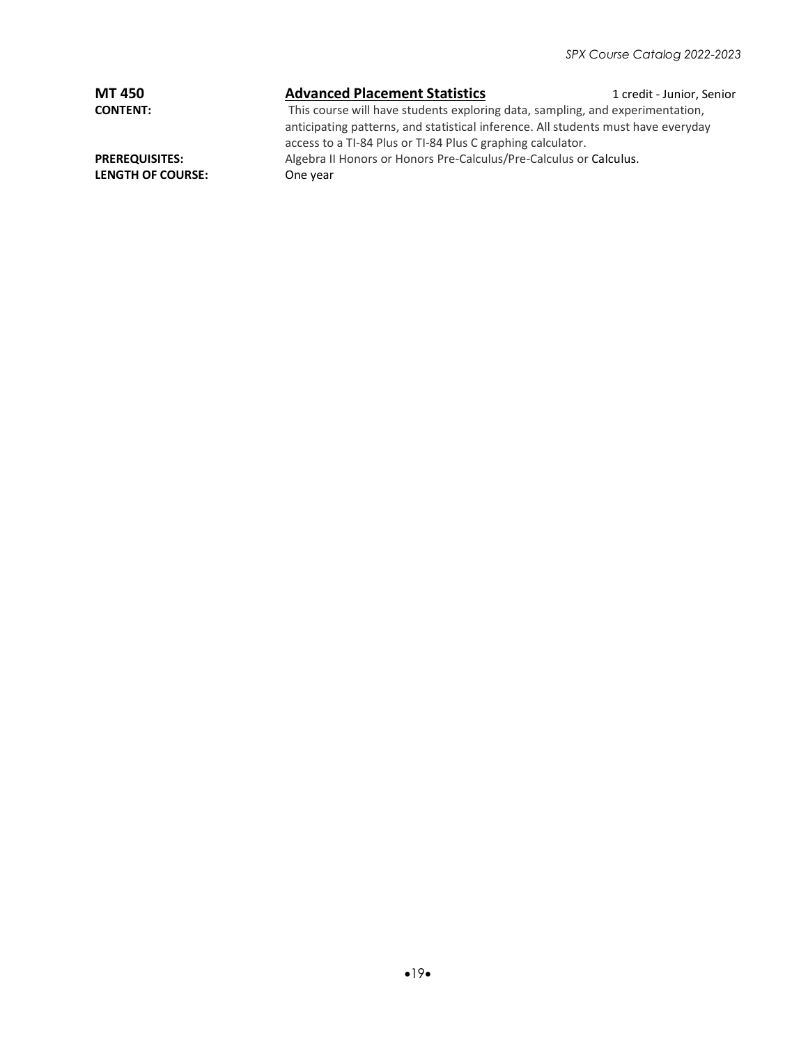**MT 450** **Advanced Placement Statistics** 1 credit - Junior, Senior

**CONTENT:** This course will have students exploring data, sampling, and experimentation, anticipating patterns, and statistical inference. All students must have everyday access to a TI-84 Plus or TI-84 Plus C graphing calculator.

**PREREQUISITES:** Algebra II Honors or Honors Pre-Calculus/Pre-Calculus or Calculus.

**LENGTH OF COURSE:** One year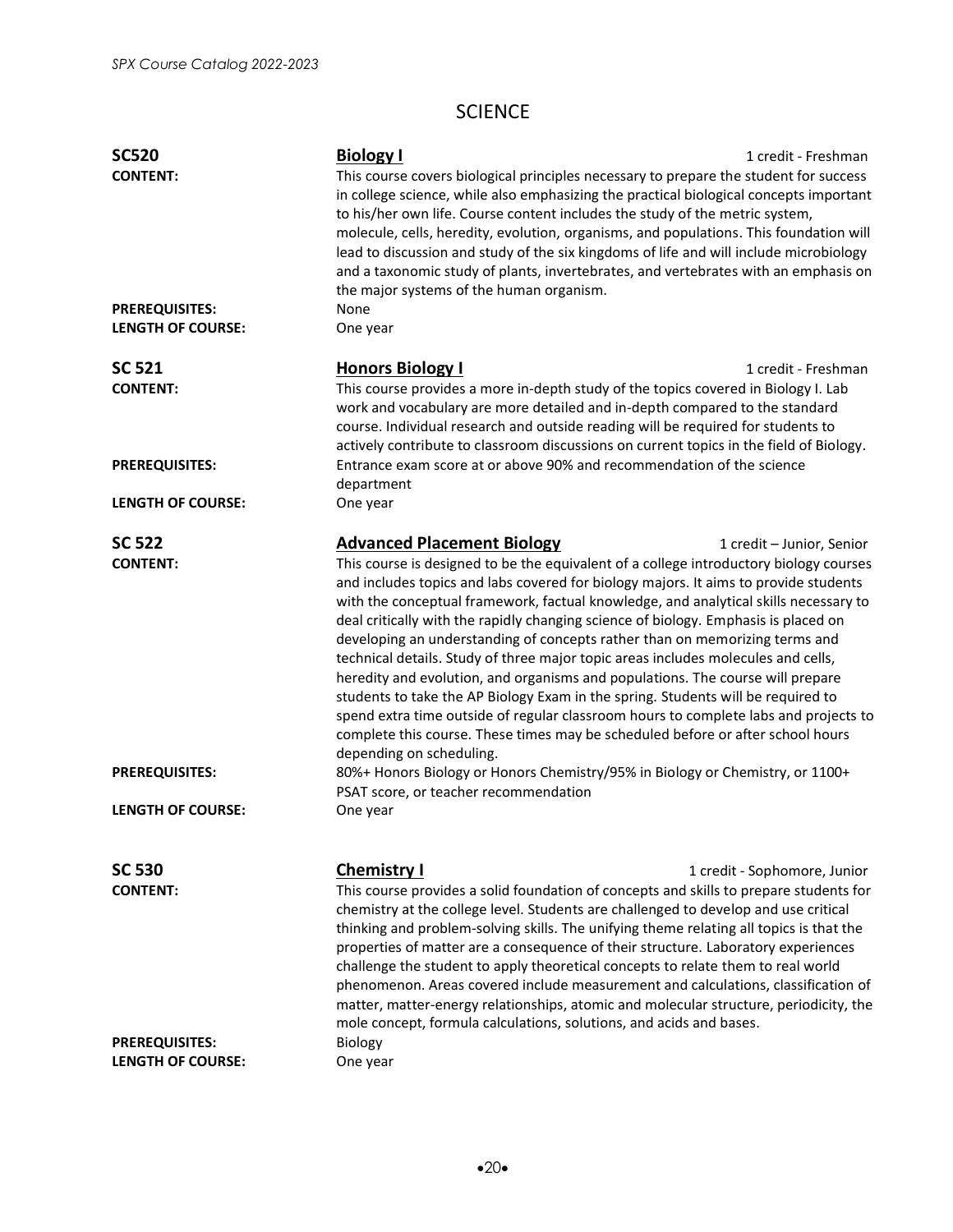# SCIENCE

**SC520** — **Biology I** — 1 credit - Freshman

**CONTENT:** This course covers biological principles necessary to prepare the student for success in college science, while also emphasizing the practical biological concepts important to his/her own life. Course content includes the study of the metric system, molecule, cells, heredity, evolution, organisms, and populations. This foundation will lead to discussion and study of the six kingdoms of life and will include microbiology and a taxonomic study of plants, invertebrates, and vertebrates with an emphasis on the major systems of the human organism.

**PREREQUISITES:** None

**LENGTH OF COURSE:** One year

**SC 521** — **Honors Biology I** — 1 credit - Freshman

**CONTENT:** This course provides a more in-depth study of the topics covered in Biology I. Lab work and vocabulary are more detailed and in-depth compared to the standard course. Individual research and outside reading will be required for students to actively contribute to classroom discussions on current topics in the field of Biology.

**PREREQUISITES:** Entrance exam score at or above 90% and recommendation of the science department

**LENGTH OF COURSE:** One year

**SC 522** — **Advanced Placement Biology** — 1 credit – Junior, Senior

**CONTENT:** This course is designed to be the equivalent of a college introductory biology courses and includes topics and labs covered for biology majors. It aims to provide students with the conceptual framework, factual knowledge, and analytical skills necessary to deal critically with the rapidly changing science of biology. Emphasis is placed on developing an understanding of concepts rather than on memorizing terms and technical details. Study of three major topic areas includes molecules and cells, heredity and evolution, and organisms and populations. The course will prepare students to take the AP Biology Exam in the spring. Students will be required to spend extra time outside of regular classroom hours to complete labs and projects to complete this course. These times may be scheduled before or after school hours depending on scheduling.

**PREREQUISITES:** 80%+ Honors Biology or Honors Chemistry/95% in Biology or Chemistry, or 1100+ PSAT score, or teacher recommendation

**LENGTH OF COURSE:** One year

**SC 530** — **Chemistry I** — 1 credit - Sophomore, Junior

**CONTENT:** This course provides a solid foundation of concepts and skills to prepare students for chemistry at the college level. Students are challenged to develop and use critical thinking and problem-solving skills. The unifying theme relating all topics is that the properties of matter are a consequence of their structure. Laboratory experiences challenge the student to apply theoretical concepts to relate them to real world phenomenon. Areas covered include measurement and calculations, classification of matter, matter-energy relationships, atomic and molecular structure, periodicity, the mole concept, formula calculations, solutions, and acids and bases.

**PREREQUISITES:** Biology

**LENGTH OF COURSE:** One year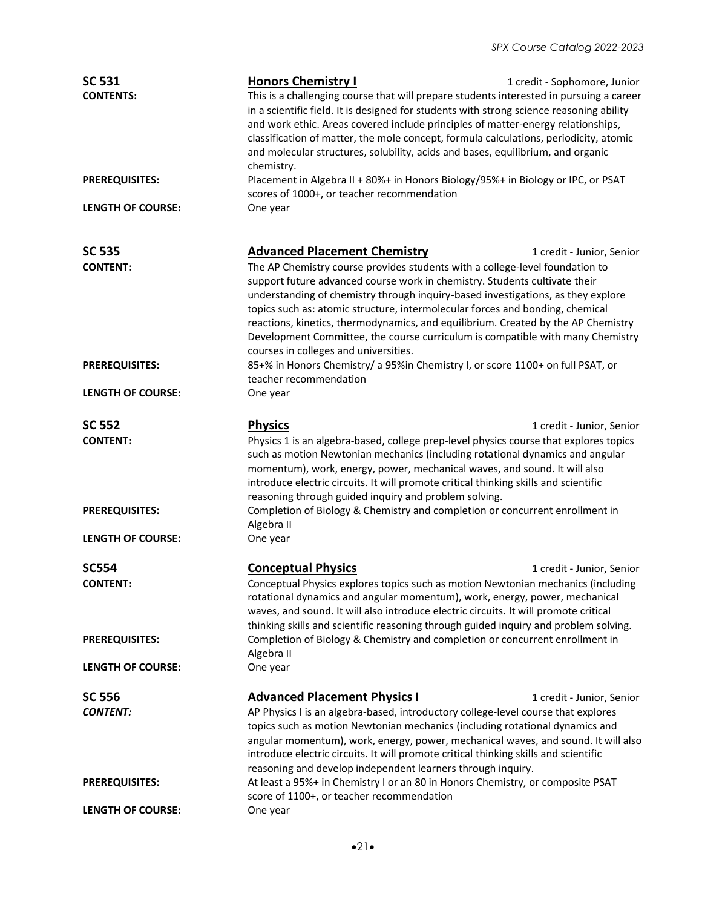**SC 531** — **Honors Chemistry I** — 1 credit - Sophomore, Junior

**CONTENTS:** This is a challenging course that will prepare students interested in pursuing a career in a scientific field. It is designed for students with strong science reasoning ability and work ethic. Areas covered include principles of matter-energy relationships, classification of matter, the mole concept, formula calculations, periodicity, atomic and molecular structures, solubility, acids and bases, equilibrium, and organic chemistry.

**PREREQUISITES:** Placement in Algebra II + 80%+ in Honors Biology/95%+ in Biology or IPC, or PSAT scores of 1000+, or teacher recommendation

**LENGTH OF COURSE:** One year

**SC 535** — **Advanced Placement Chemistry** — 1 credit - Junior, Senior

**CONTENT:** The AP Chemistry course provides students with a college-level foundation to support future advanced course work in chemistry. Students cultivate their understanding of chemistry through inquiry-based investigations, as they explore topics such as: atomic structure, intermolecular forces and bonding, chemical reactions, kinetics, thermodynamics, and equilibrium. Created by the AP Chemistry Development Committee, the course curriculum is compatible with many Chemistry courses in colleges and universities.

**PREREQUISITES:** 85+% in Honors Chemistry/ a 95%in Chemistry I, or score 1100+ on full PSAT, or teacher recommendation

**LENGTH OF COURSE:** One year

**SC 552** — **Physics** — 1 credit - Junior, Senior

**CONTENT:** Physics 1 is an algebra-based, college prep-level physics course that explores topics such as motion Newtonian mechanics (including rotational dynamics and angular momentum), work, energy, power, mechanical waves, and sound. It will also introduce electric circuits. It will promote critical thinking skills and scientific reasoning through guided inquiry and problem solving.

**PREREQUISITES:** Completion of Biology & Chemistry and completion or concurrent enrollment in Algebra II

**LENGTH OF COURSE:** One year

**SC554** — **Conceptual Physics** — 1 credit - Junior, Senior

**CONTENT:** Conceptual Physics explores topics such as motion Newtonian mechanics (including rotational dynamics and angular momentum), work, energy, power, mechanical waves, and sound. It will also introduce electric circuits. It will promote critical thinking skills and scientific reasoning through guided inquiry and problem solving.

**PREREQUISITES:** Completion of Biology & Chemistry and completion or concurrent enrollment in Algebra II

**LENGTH OF COURSE:** One year

**SC 556** — **Advanced Placement Physics I** — 1 credit - Junior, Senior

***CONTENT:*** AP Physics I is an algebra-based, introductory college-level course that explores topics such as motion Newtonian mechanics (including rotational dynamics and angular momentum), work, energy, power, mechanical waves, and sound. It will also introduce electric circuits. It will promote critical thinking skills and scientific reasoning and develop independent learners through inquiry.

**PREREQUISITES:** At least a 95%+ in Chemistry I or an 80 in Honors Chemistry, or composite PSAT score of 1100+, or teacher recommendation

**LENGTH OF COURSE:** One year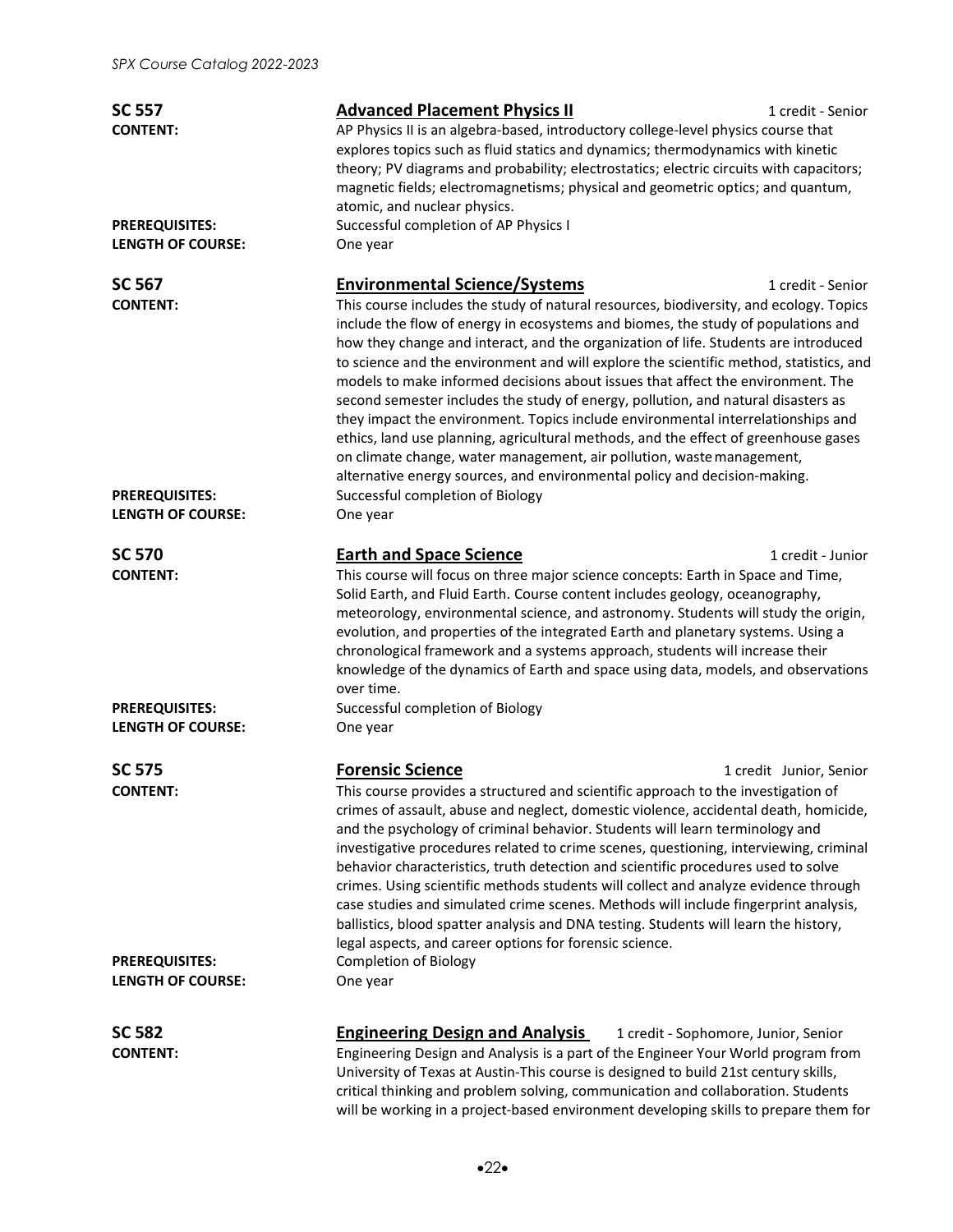## SC 557 — Advanced Placement Physics II

1 credit - Senior

**CONTENT:** AP Physics II is an algebra-based, introductory college-level physics course that explores topics such as fluid statics and dynamics; thermodynamics with kinetic theory; PV diagrams and probability; electrostatics; electric circuits with capacitors; magnetic fields; electromagnetisms; physical and geometric optics; and quantum, atomic, and nuclear physics.

**PREREQUISITES:** Successful completion of AP Physics I

**LENGTH OF COURSE:** One year

## SC 567 — Environmental Science/Systems

1 credit - Senior

**CONTENT:** This course includes the study of natural resources, biodiversity, and ecology. Topics include the flow of energy in ecosystems and biomes, the study of populations and how they change and interact, and the organization of life. Students are introduced to science and the environment and will explore the scientific method, statistics, and models to make informed decisions about issues that affect the environment. The second semester includes the study of energy, pollution, and natural disasters as they impact the environment. Topics include environmental interrelationships and ethics, land use planning, agricultural methods, and the effect of greenhouse gases on climate change, water management, air pollution, waste management, alternative energy sources, and environmental policy and decision-making.

**PREREQUISITES:** Successful completion of Biology

**LENGTH OF COURSE:** One year

## SC 570 — Earth and Space Science

1 credit - Junior

**CONTENT:** This course will focus on three major science concepts: Earth in Space and Time, Solid Earth, and Fluid Earth. Course content includes geology, oceanography, meteorology, environmental science, and astronomy. Students will study the origin, evolution, and properties of the integrated Earth and planetary systems. Using a chronological framework and a systems approach, students will increase their knowledge of the dynamics of Earth and space using data, models, and observations over time.

**PREREQUISITES:** Successful completion of Biology

**LENGTH OF COURSE:** One year

## SC 575 — Forensic Science

1 credit Junior, Senior

**CONTENT:** This course provides a structured and scientific approach to the investigation of crimes of assault, abuse and neglect, domestic violence, accidental death, homicide, and the psychology of criminal behavior. Students will learn terminology and investigative procedures related to crime scenes, questioning, interviewing, criminal behavior characteristics, truth detection and scientific procedures used to solve crimes. Using scientific methods students will collect and analyze evidence through case studies and simulated crime scenes. Methods will include fingerprint analysis, ballistics, blood spatter analysis and DNA testing. Students will learn the history, legal aspects, and career options for forensic science.

**PREREQUISITES:** Completion of Biology

**LENGTH OF COURSE:** One year

## SC 582 — Engineering Design and Analysis

1 credit - Sophomore, Junior, Senior

**CONTENT:** Engineering Design and Analysis is a part of the Engineer Your World program from University of Texas at Austin-This course is designed to build 21st century skills, critical thinking and problem solving, communication and collaboration. Students will be working in a project-based environment developing skills to prepare them for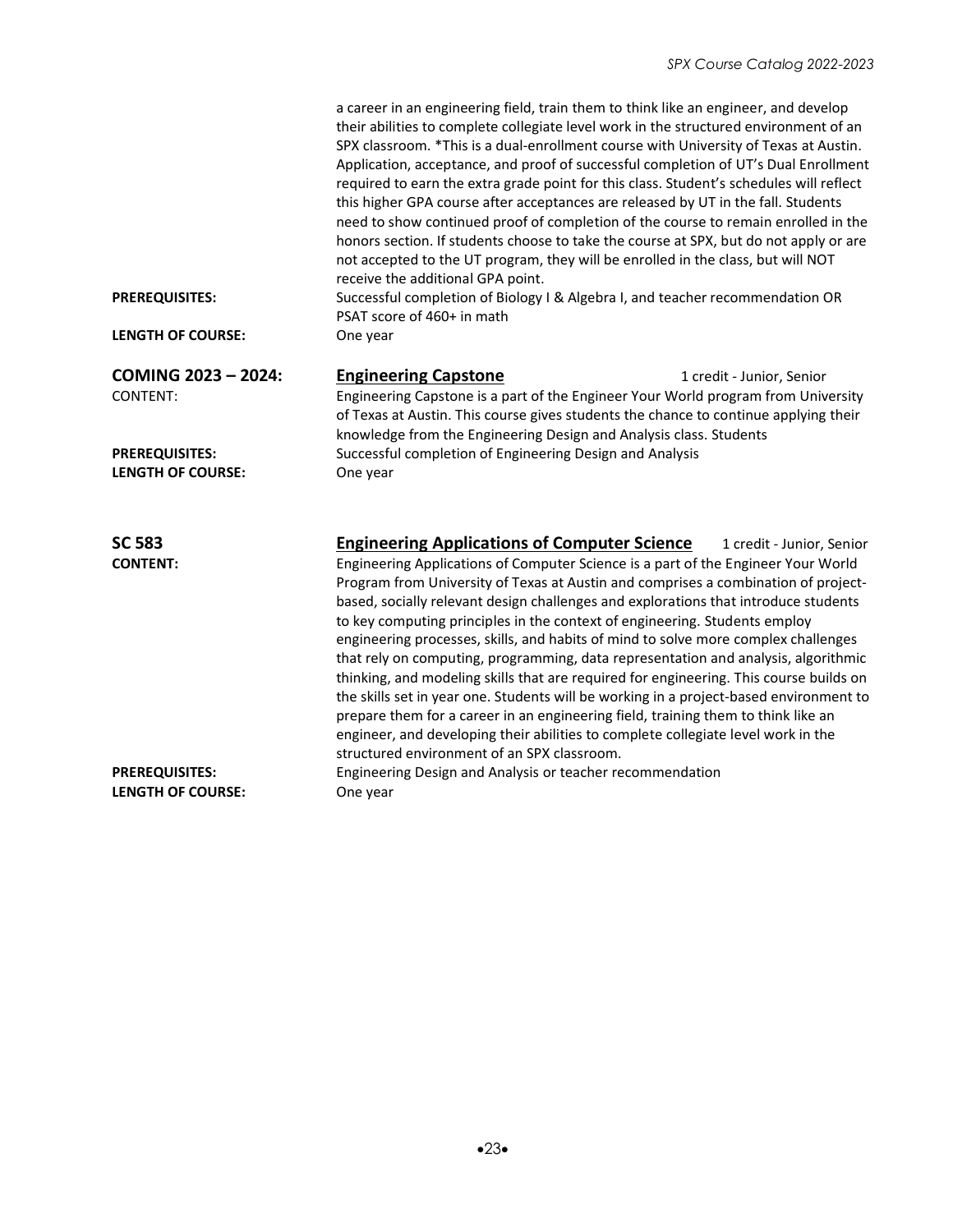a career in an engineering field, train them to think like an engineer, and develop their abilities to complete collegiate level work in the structured environment of an SPX classroom. *This is a dual-enrollment course with University of Texas at Austin. Application, acceptance, and proof of successful completion of UT's Dual Enrollment required to earn the extra grade point for this class. Student's schedules will reflect this higher GPA course after acceptances are released by UT in the fall. Students need to show continued proof of completion of the course to remain enrolled in the honors section. If students choose to take the course at SPX, but do not apply or are not accepted to the UT program, they will be enrolled in the class, but will NOT receive the additional GPA point.

**PREREQUISITES:** Successful completion of Biology I & Algebra I, and teacher recommendation OR PSAT score of 460+ in math

**LENGTH OF COURSE:** One year

**COMING 2023 – 2024:** **Engineering Capstone** 1 credit - Junior, Senior

CONTENT: Engineering Capstone is a part of the Engineer Your World program from University of Texas at Austin. This course gives students the chance to continue applying their knowledge from the Engineering Design and Analysis class. Students

**PREREQUISITES:** Successful completion of Engineering Design and Analysis

**LENGTH OF COURSE:** One year

**SC 583** **Engineering Applications of Computer Science** 1 credit - Junior, Senior

**CONTENT:** Engineering Applications of Computer Science is a part of the Engineer Your World Program from University of Texas at Austin and comprises a combination of project-based, socially relevant design challenges and explorations that introduce students to key computing principles in the context of engineering. Students employ engineering processes, skills, and habits of mind to solve more complex challenges that rely on computing, programming, data representation and analysis, algorithmic thinking, and modeling skills that are required for engineering. This course builds on the skills set in year one. Students will be working in a project-based environment to prepare them for a career in an engineering field, training them to think like an engineer, and developing their abilities to complete collegiate level work in the structured environment of an SPX classroom.

**PREREQUISITES:** Engineering Design and Analysis or teacher recommendation

**LENGTH OF COURSE:** One year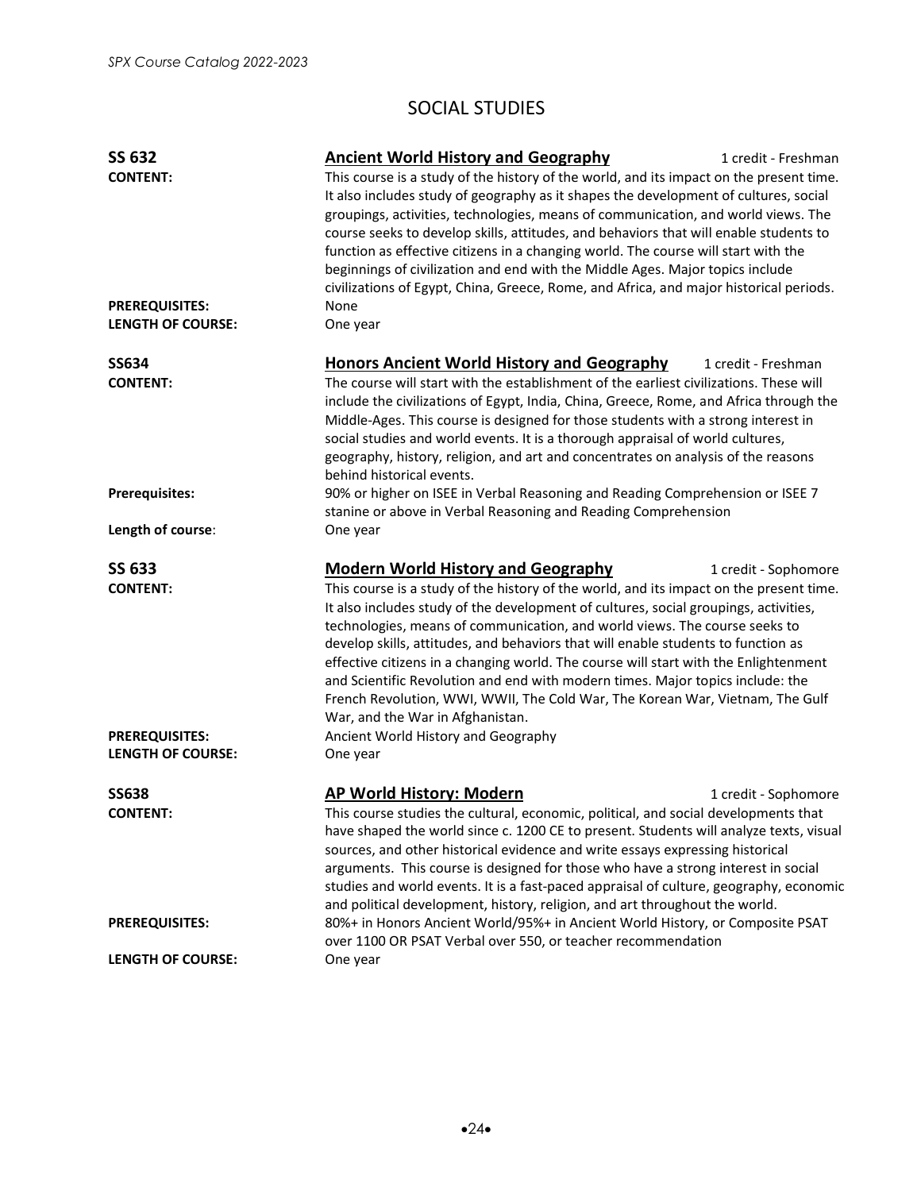# SOCIAL STUDIES

**SS 632** — **Ancient World History and Geography** — 1 credit - Freshman

**CONTENT:** This course is a study of the history of the world, and its impact on the present time. It also includes study of geography as it shapes the development of cultures, social groupings, activities, technologies, means of communication, and world views. The course seeks to develop skills, attitudes, and behaviors that will enable students to function as effective citizens in a changing world. The course will start with the beginnings of civilization and end with the Middle Ages. Major topics include civilizations of Egypt, China, Greece, Rome, and Africa, and major historical periods.

**PREREQUISITES:** None

**LENGTH OF COURSE:** One year

**SS634** — **Honors Ancient World History and Geography** — 1 credit - Freshman

**CONTENT:** The course will start with the establishment of the earliest civilizations. These will include the civilizations of Egypt, India, China, Greece, Rome, and Africa through the Middle-Ages. This course is designed for those students with a strong interest in social studies and world events. It is a thorough appraisal of world cultures, geography, history, religion, and art and concentrates on analysis of the reasons behind historical events.

**Prerequisites:** 90% or higher on ISEE in Verbal Reasoning and Reading Comprehension or ISEE 7 stanine or above in Verbal Reasoning and Reading Comprehension

**Length of course**: One year

**SS 633** — **Modern World History and Geography** — 1 credit - Sophomore

**CONTENT:** This course is a study of the history of the world, and its impact on the present time. It also includes study of the development of cultures, social groupings, activities, technologies, means of communication, and world views. The course seeks to develop skills, attitudes, and behaviors that will enable students to function as effective citizens in a changing world. The course will start with the Enlightenment and Scientific Revolution and end with modern times. Major topics include: the French Revolution, WWI, WWII, The Cold War, The Korean War, Vietnam, The Gulf War, and the War in Afghanistan.

**PREREQUISITES:** Ancient World History and Geography

**LENGTH OF COURSE:** One year

**SS638** — **AP World History: Modern** — 1 credit - Sophomore

**CONTENT:** This course studies the cultural, economic, political, and social developments that have shaped the world since c. 1200 CE to present. Students will analyze texts, visual sources, and other historical evidence and write essays expressing historical arguments. This course is designed for those who have a strong interest in social studies and world events. It is a fast-paced appraisal of culture, geography, economic and political development, history, religion, and art throughout the world.

**PREREQUISITES:** 80%+ in Honors Ancient World/95%+ in Ancient World History, or Composite PSAT over 1100 OR PSAT Verbal over 550, or teacher recommendation

**LENGTH OF COURSE:** One year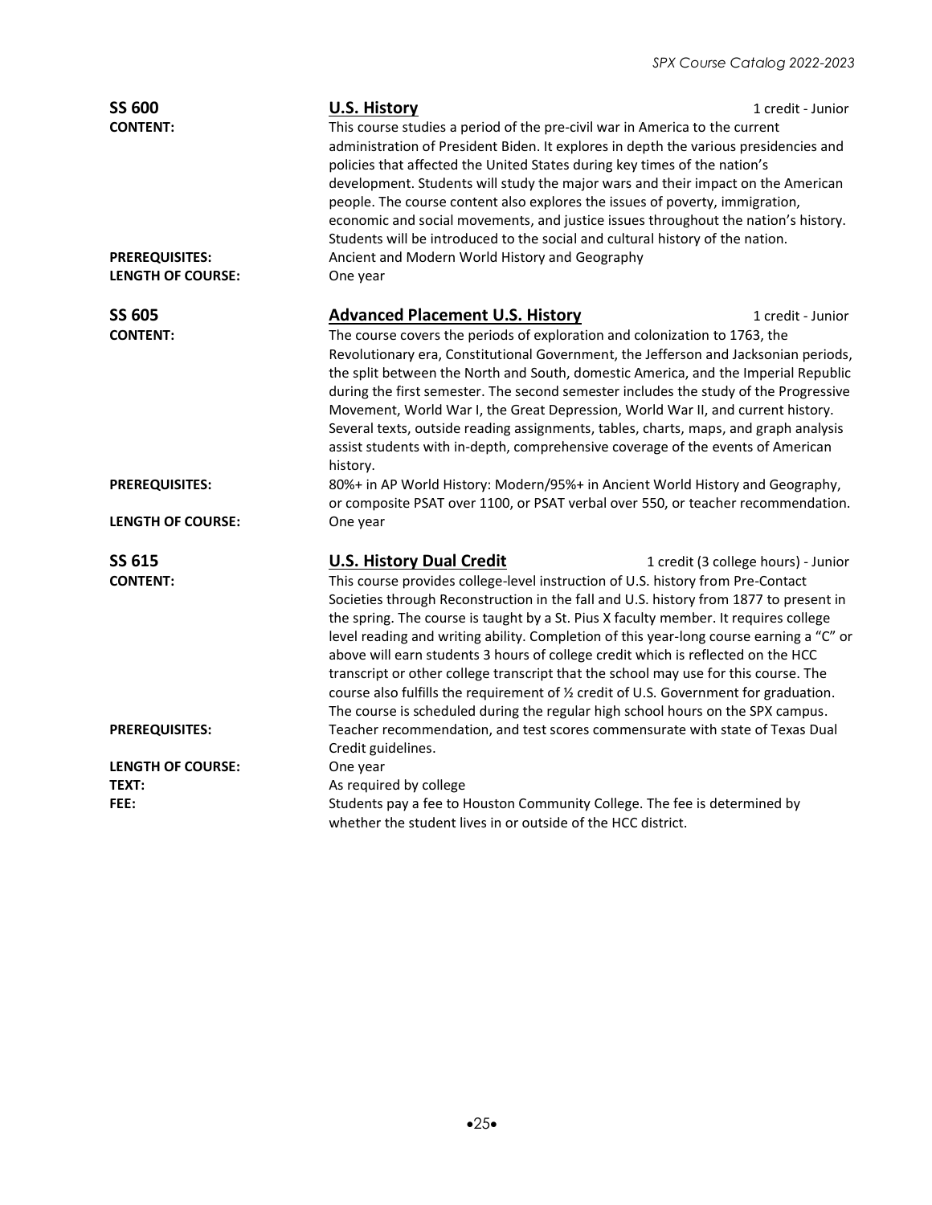## SS 600 — U.S. History

1 credit - Junior

**CONTENT:** This course studies a period of the pre-civil war in America to the current administration of President Biden. It explores in depth the various presidencies and policies that affected the United States during key times of the nation's development. Students will study the major wars and their impact on the American people. The course content also explores the issues of poverty, immigration, economic and social movements, and justice issues throughout the nation's history. Students will be introduced to the social and cultural history of the nation.

**PREREQUISITES:** Ancient and Modern World History and Geography

**LENGTH OF COURSE:** One year

## SS 605 — Advanced Placement U.S. History

1 credit - Junior

**CONTENT:** The course covers the periods of exploration and colonization to 1763, the Revolutionary era, Constitutional Government, the Jefferson and Jacksonian periods, the split between the North and South, domestic America, and the Imperial Republic during the first semester. The second semester includes the study of the Progressive Movement, World War I, the Great Depression, World War II, and current history. Several texts, outside reading assignments, tables, charts, maps, and graph analysis assist students with in-depth, comprehensive coverage of the events of American history.

**PREREQUISITES:** 80%+ in AP World History: Modern/95%+ in Ancient World History and Geography, or composite PSAT over 1100, or PSAT verbal over 550, or teacher recommendation.

**LENGTH OF COURSE:** One year

## SS 615 — U.S. History Dual Credit

1 credit (3 college hours) - Junior

**CONTENT:** This course provides college-level instruction of U.S. history from Pre-Contact Societies through Reconstruction in the fall and U.S. history from 1877 to present in the spring. The course is taught by a St. Pius X faculty member. It requires college level reading and writing ability. Completion of this year-long course earning a "C" or above will earn students 3 hours of college credit which is reflected on the HCC transcript or other college transcript that the school may use for this course. The course also fulfills the requirement of ½ credit of U.S. Government for graduation. The course is scheduled during the regular high school hours on the SPX campus.

**PREREQUISITES:** Teacher recommendation, and test scores commensurate with state of Texas Dual Credit guidelines.

**LENGTH OF COURSE:** One year

**TEXT:** As required by college

**FEE:** Students pay a fee to Houston Community College. The fee is determined by whether the student lives in or outside of the HCC district.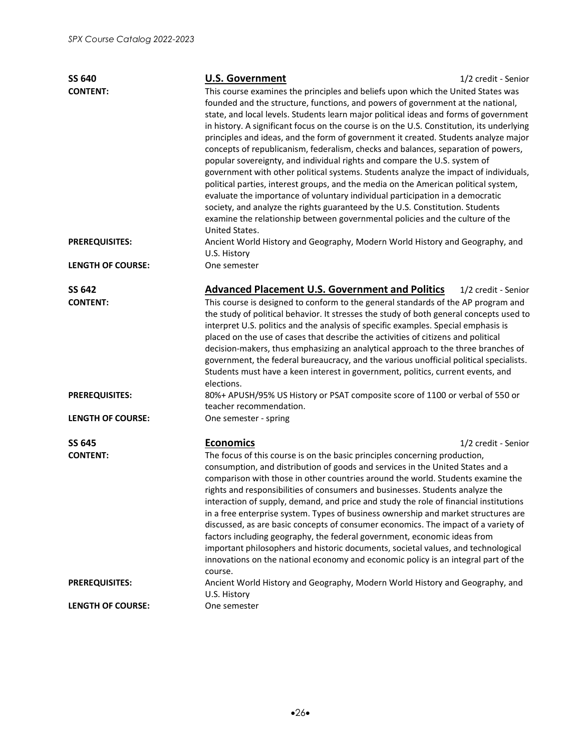**SS 640** — **U.S. Government** — 1/2 credit - Senior

**CONTENT:** This course examines the principles and beliefs upon which the United States was founded and the structure, functions, and powers of government at the national, state, and local levels. Students learn major political ideas and forms of government in history. A significant focus on the course is on the U.S. Constitution, its underlying principles and ideas, and the form of government it created. Students analyze major concepts of republicanism, federalism, checks and balances, separation of powers, popular sovereignty, and individual rights and compare the U.S. system of government with other political systems. Students analyze the impact of individuals, political parties, interest groups, and the media on the American political system, evaluate the importance of voluntary individual participation in a democratic society, and analyze the rights guaranteed by the U.S. Constitution. Students examine the relationship between governmental policies and the culture of the United States.

**PREREQUISITES:** Ancient World History and Geography, Modern World History and Geography, and U.S. History

**LENGTH OF COURSE:** One semester

**SS 642** — **Advanced Placement U.S. Government and Politics** — 1/2 credit - Senior

**CONTENT:** This course is designed to conform to the general standards of the AP program and the study of political behavior. It stresses the study of both general concepts used to interpret U.S. politics and the analysis of specific examples. Special emphasis is placed on the use of cases that describe the activities of citizens and political decision-makers, thus emphasizing an analytical approach to the three branches of government, the federal bureaucracy, and the various unofficial political specialists. Students must have a keen interest in government, politics, current events, and elections.

**PREREQUISITES:** 80%+ APUSH/95% US History or PSAT composite score of 1100 or verbal of 550 or teacher recommendation.

**LENGTH OF COURSE:** One semester - spring

**SS 645** — **Economics** — 1/2 credit - Senior

**CONTENT:** The focus of this course is on the basic principles concerning production, consumption, and distribution of goods and services in the United States and a comparison with those in other countries around the world. Students examine the rights and responsibilities of consumers and businesses. Students analyze the interaction of supply, demand, and price and study the role of financial institutions in a free enterprise system. Types of business ownership and market structures are discussed, as are basic concepts of consumer economics. The impact of a variety of factors including geography, the federal government, economic ideas from important philosophers and historic documents, societal values, and technological innovations on the national economy and economic policy is an integral part of the course.

**PREREQUISITES:** Ancient World History and Geography, Modern World History and Geography, and U.S. History

**LENGTH OF COURSE:** One semester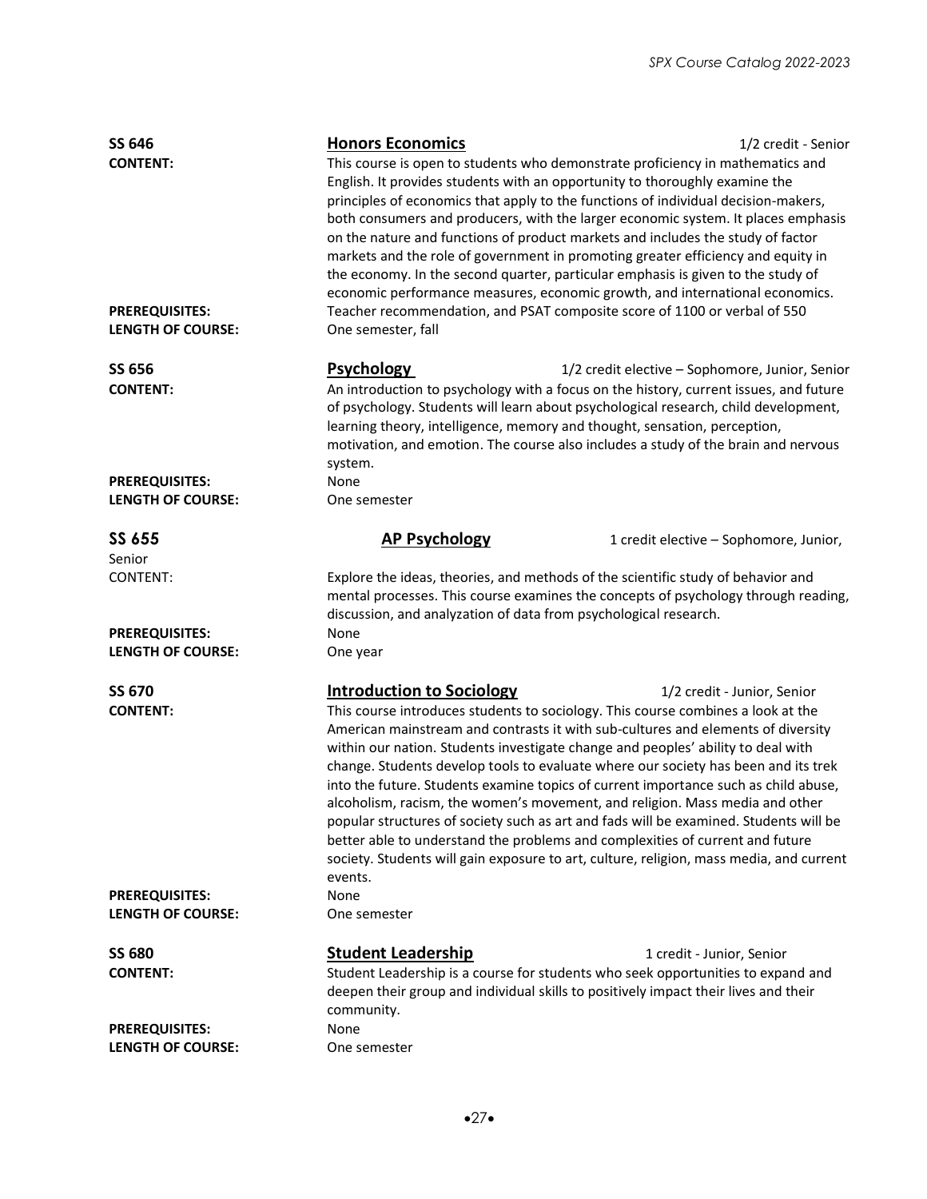**SS 646** **Honors Economics** 1/2 credit - Senior

**CONTENT:** This course is open to students who demonstrate proficiency in mathematics and English. It provides students with an opportunity to thoroughly examine the principles of economics that apply to the functions of individual decision-makers, both consumers and producers, with the larger economic system. It places emphasis on the nature and functions of product markets and includes the study of factor markets and the role of government in promoting greater efficiency and equity in the economy. In the second quarter, particular emphasis is given to the study of economic performance measures, economic growth, and international economics.

**PREREQUISITES:** Teacher recommendation, and PSAT composite score of 1100 or verbal of 550

**LENGTH OF COURSE:** One semester, fall

**SS 656** **Psychology** 1/2 credit elective – Sophomore, Junior, Senior

**CONTENT:** An introduction to psychology with a focus on the history, current issues, and future of psychology. Students will learn about psychological research, child development, learning theory, intelligence, memory and thought, sensation, perception, motivation, and emotion. The course also includes a study of the brain and nervous system.

**PREREQUISITES:** None

**LENGTH OF COURSE:** One semester

**SS 655** **AP Psychology** 1 credit elective – Sophomore, Junior, Senior

CONTENT: Explore the ideas, theories, and methods of the scientific study of behavior and mental processes. This course examines the concepts of psychology through reading, discussion, and analyzation of data from psychological research.

**PREREQUISITES:** None

**LENGTH OF COURSE:** One year

**SS 670** **Introduction to Sociology** 1/2 credit - Junior, Senior

**CONTENT:** This course introduces students to sociology. This course combines a look at the American mainstream and contrasts it with sub-cultures and elements of diversity within our nation. Students investigate change and peoples' ability to deal with change. Students develop tools to evaluate where our society has been and its trek into the future. Students examine topics of current importance such as child abuse, alcoholism, racism, the women's movement, and religion. Mass media and other popular structures of society such as art and fads will be examined. Students will be better able to understand the problems and complexities of current and future society. Students will gain exposure to art, culture, religion, mass media, and current events.

**PREREQUISITES:** None

**LENGTH OF COURSE:** One semester

**SS 680** **Student Leadership** 1 credit - Junior, Senior

**CONTENT:** Student Leadership is a course for students who seek opportunities to expand and deepen their group and individual skills to positively impact their lives and their community.

**PREREQUISITES:** None

**LENGTH OF COURSE:** One semester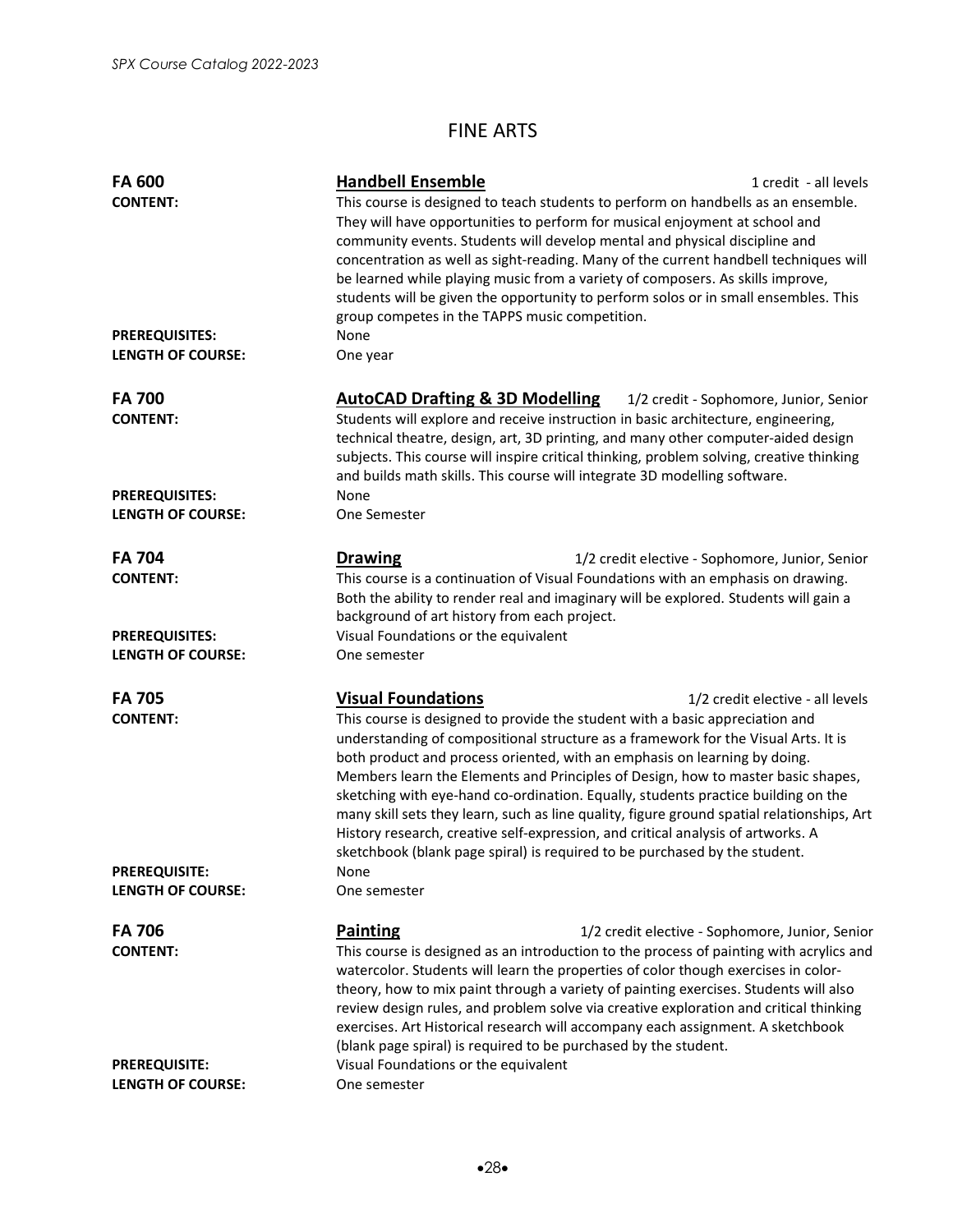# FINE ARTS

**FA 600** — **Handbell Ensemble** — 1 credit - all levels

**CONTENT:** This course is designed to teach students to perform on handbells as an ensemble. They will have opportunities to perform for musical enjoyment at school and community events. Students will develop mental and physical discipline and concentration as well as sight-reading. Many of the current handbell techniques will be learned while playing music from a variety of composers. As skills improve, students will be given the opportunity to perform solos or in small ensembles. This group competes in the TAPPS music competition.

**PREREQUISITES:** None

**LENGTH OF COURSE:** One year

**FA 700** — **AutoCAD Drafting & 3D Modelling** — 1/2 credit - Sophomore, Junior, Senior

**CONTENT:** Students will explore and receive instruction in basic architecture, engineering, technical theatre, design, art, 3D printing, and many other computer-aided design subjects. This course will inspire critical thinking, problem solving, creative thinking and builds math skills. This course will integrate 3D modelling software.

**PREREQUISITES:** None

**LENGTH OF COURSE:** One Semester

**FA 704** — **Drawing** — 1/2 credit elective - Sophomore, Junior, Senior

**CONTENT:** This course is a continuation of Visual Foundations with an emphasis on drawing. Both the ability to render real and imaginary will be explored. Students will gain a background of art history from each project.

**PREREQUISITES:** Visual Foundations or the equivalent

**LENGTH OF COURSE:** One semester

**FA 705** — **Visual Foundations** — 1/2 credit elective - all levels

**CONTENT:** This course is designed to provide the student with a basic appreciation and understanding of compositional structure as a framework for the Visual Arts. It is both product and process oriented, with an emphasis on learning by doing. Members learn the Elements and Principles of Design, how to master basic shapes, sketching with eye-hand co-ordination. Equally, students practice building on the many skill sets they learn, such as line quality, figure ground spatial relationships, Art History research, creative self-expression, and critical analysis of artworks. A sketchbook (blank page spiral) is required to be purchased by the student.

**PREREQUISITE:** None

**LENGTH OF COURSE:** One semester

**FA 706** — **Painting** — 1/2 credit elective - Sophomore, Junior, Senior

**CONTENT:** This course is designed as an introduction to the process of painting with acrylics and watercolor. Students will learn the properties of color though exercises in color-theory, how to mix paint through a variety of painting exercises. Students will also review design rules, and problem solve via creative exploration and critical thinking exercises. Art Historical research will accompany each assignment. A sketchbook (blank page spiral) is required to be purchased by the student.

**PREREQUISITE:** Visual Foundations or the equivalent

**LENGTH OF COURSE:** One semester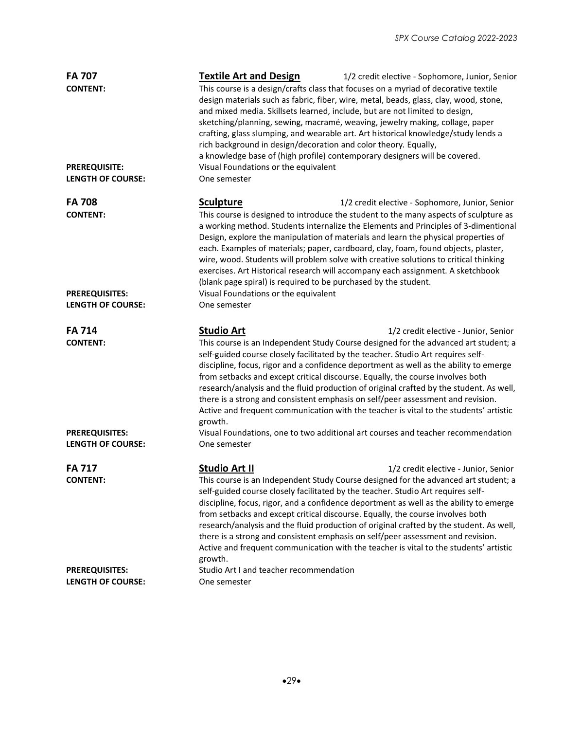**FA 707** **Textile Art and Design** 1/2 credit elective - Sophomore, Junior, Senior

**CONTENT:** This course is a design/crafts class that focuses on a myriad of decorative textile design materials such as fabric, fiber, wire, metal, beads, glass, clay, wood, stone, and mixed media. Skillsets learned, include, but are not limited to design, sketching/planning, sewing, macramé, weaving, jewelry making, collage, paper crafting, glass slumping, and wearable art. Art historical knowledge/study lends a rich background in design/decoration and color theory. Equally, a knowledge base of (high profile) contemporary designers will be covered.

**PREREQUISITE:** Visual Foundations or the equivalent

**LENGTH OF COURSE:** One semester

**FA 708** **Sculpture** 1/2 credit elective - Sophomore, Junior, Senior

**CONTENT:** This course is designed to introduce the student to the many aspects of sculpture as a working method. Students internalize the Elements and Principles of 3-dimentional Design, explore the manipulation of materials and learn the physical properties of each. Examples of materials; paper, cardboard, clay, foam, found objects, plaster, wire, wood. Students will problem solve with creative solutions to critical thinking exercises. Art Historical research will accompany each assignment. A sketchbook (blank page spiral) is required to be purchased by the student.

**PREREQUISITES:** Visual Foundations or the equivalent

**LENGTH OF COURSE:** One semester

**FA 714** **Studio Art** 1/2 credit elective - Junior, Senior

**CONTENT:** This course is an Independent Study Course designed for the advanced art student; a self-guided course closely facilitated by the teacher. Studio Art requires self-discipline, focus, rigor and a confidence deportment as well as the ability to emerge from setbacks and except critical discourse. Equally, the course involves both research/analysis and the fluid production of original crafted by the student. As well, there is a strong and consistent emphasis on self/peer assessment and revision. Active and frequent communication with the teacher is vital to the students' artistic growth.

**PREREQUISITES:** Visual Foundations, one to two additional art courses and teacher recommendation

**LENGTH OF COURSE:** One semester

**FA 717** **Studio Art II** 1/2 credit elective - Junior, Senior

**CONTENT:** This course is an Independent Study Course designed for the advanced art student; a self-guided course closely facilitated by the teacher. Studio Art requires self-discipline, focus, rigor, and a confidence deportment as well as the ability to emerge from setbacks and except critical discourse. Equally, the course involves both research/analysis and the fluid production of original crafted by the student. As well, there is a strong and consistent emphasis on self/peer assessment and revision. Active and frequent communication with the teacher is vital to the students' artistic growth.

**PREREQUISITES:** Studio Art I and teacher recommendation

**LENGTH OF COURSE:** One semester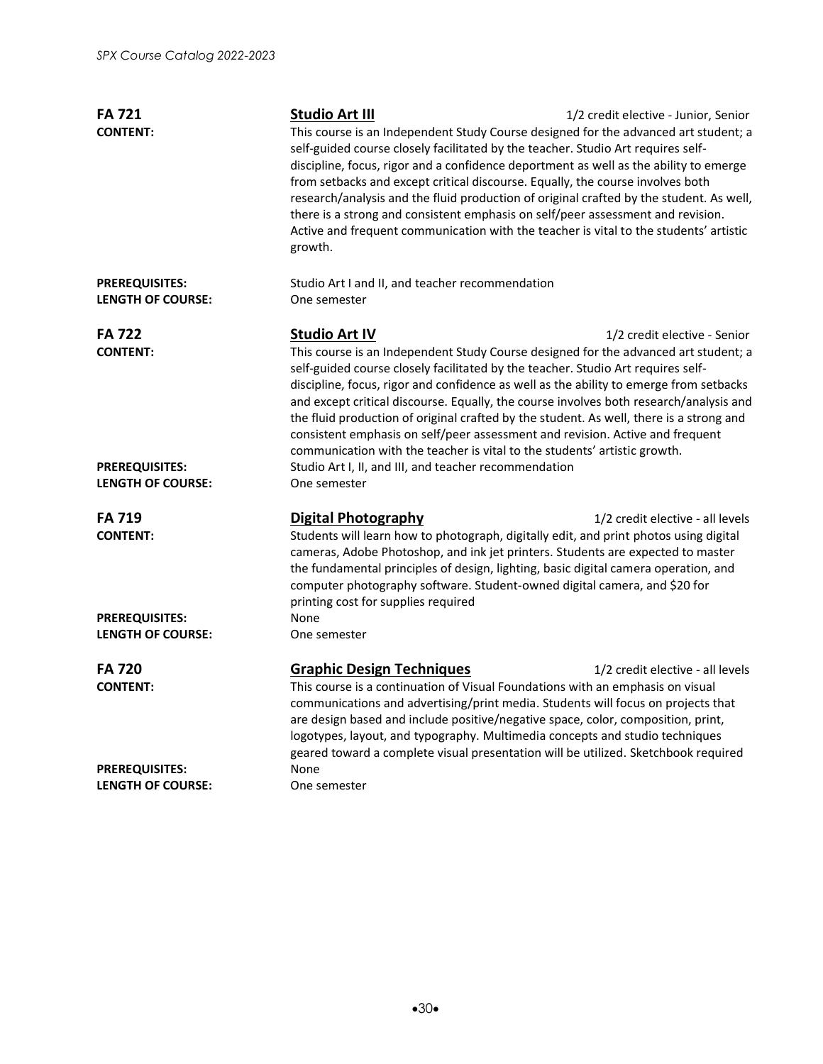**FA 721** | **Studio Art III** | 1/2 credit elective - Junior, Senior

**CONTENT:**
This course is an Independent Study Course designed for the advanced art student; a self-guided course closely facilitated by the teacher. Studio Art requires self-discipline, focus, rigor and a confidence deportment as well as the ability to emerge from setbacks and except critical discourse. Equally, the course involves both research/analysis and the fluid production of original crafted by the student. As well, there is a strong and consistent emphasis on self/peer assessment and revision. Active and frequent communication with the teacher is vital to the students' artistic growth.

**PREREQUISITES:** Studio Art I and II, and teacher recommendation
**LENGTH OF COURSE:** One semester

**FA 722** | **Studio Art IV** | 1/2 credit elective - Senior

**CONTENT:**
This course is an Independent Study Course designed for the advanced art student; a self-guided course closely facilitated by the teacher. Studio Art requires self-discipline, focus, rigor and confidence as well as the ability to emerge from setbacks and except critical discourse. Equally, the course involves both research/analysis and the fluid production of original crafted by the student. As well, there is a strong and consistent emphasis on self/peer assessment and revision. Active and frequent communication with the teacher is vital to the students' artistic growth.

**PREREQUISITES:** Studio Art I, II, and III, and teacher recommendation
**LENGTH OF COURSE:** One semester

**FA 719** | **Digital Photography** | 1/2 credit elective - all levels

**CONTENT:**
Students will learn how to photograph, digitally edit, and print photos using digital cameras, Adobe Photoshop, and ink jet printers. Students are expected to master the fundamental principles of design, lighting, basic digital camera operation, and computer photography software. Student-owned digital camera, and $20 for printing cost for supplies required

**PREREQUISITES:** None
**LENGTH OF COURSE:** One semester

**FA 720** | **Graphic Design Techniques** | 1/2 credit elective - all levels

**CONTENT:**
This course is a continuation of Visual Foundations with an emphasis on visual communications and advertising/print media. Students will focus on projects that are design based and include positive/negative space, color, composition, print, logotypes, layout, and typography. Multimedia concepts and studio techniques geared toward a complete visual presentation will be utilized. Sketchbook required

**PREREQUISITES:** None
**LENGTH OF COURSE:** One semester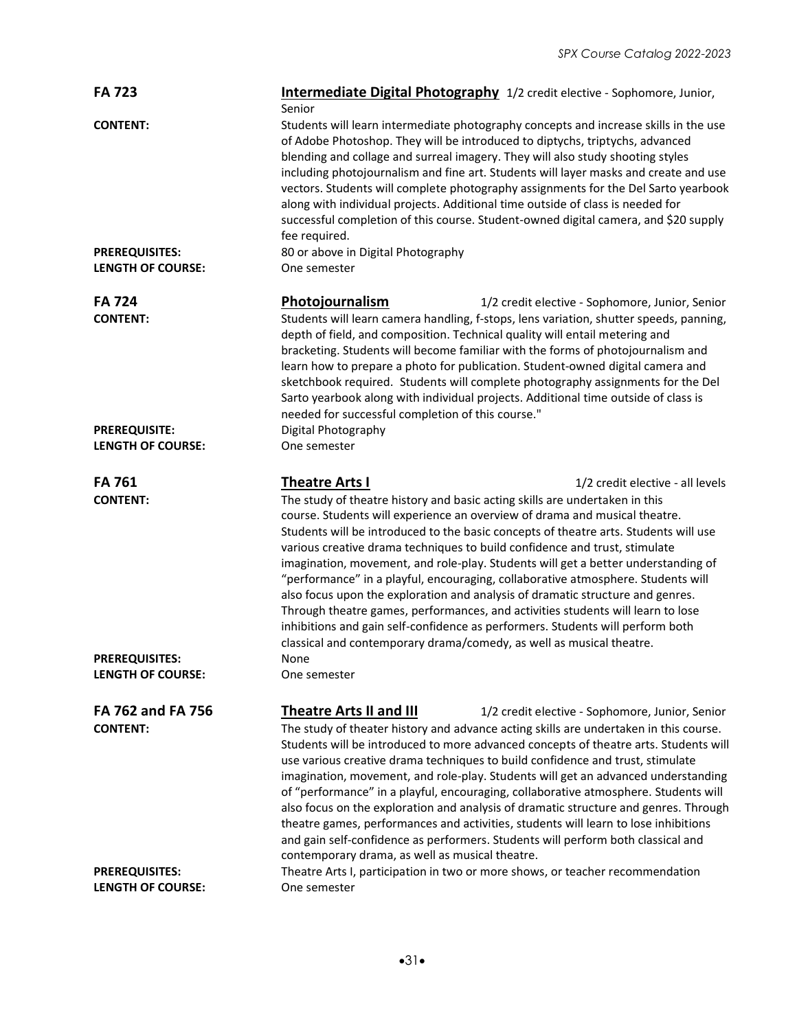## FA 723 — Intermediate Digital Photography

1/2 credit elective - Sophomore, Junior, Senior

**CONTENT:** Students will learn intermediate photography concepts and increase skills in the use of Adobe Photoshop. They will be introduced to diptychs, triptychs, advanced blending and collage and surreal imagery. They will also study shooting styles including photojournalism and fine art. Students will layer masks and create and use vectors. Students will complete photography assignments for the Del Sarto yearbook along with individual projects. Additional time outside of class is needed for successful completion of this course. Student-owned digital camera, and $20 supply fee required.

**PREREQUISITES:** 80 or above in Digital Photography

**LENGTH OF COURSE:** One semester

## FA 724 — Photojournalism

1/2 credit elective - Sophomore, Junior, Senior

**CONTENT:** Students will learn camera handling, f-stops, lens variation, shutter speeds, panning, depth of field, and composition. Technical quality will entail metering and bracketing. Students will become familiar with the forms of photojournalism and learn how to prepare a photo for publication. Student-owned digital camera and sketchbook required. Students will complete photography assignments for the Del Sarto yearbook along with individual projects. Additional time outside of class is needed for successful completion of this course."

**PREREQUISITE:** Digital Photography

**LENGTH OF COURSE:** One semester

## FA 761 — Theatre Arts I

1/2 credit elective - all levels

**CONTENT:** The study of theatre history and basic acting skills are undertaken in this course. Students will experience an overview of drama and musical theatre. Students will be introduced to the basic concepts of theatre arts. Students will use various creative drama techniques to build confidence and trust, stimulate imagination, movement, and role-play. Students will get a better understanding of "performance" in a playful, encouraging, collaborative atmosphere. Students will also focus upon the exploration and analysis of dramatic structure and genres. Through theatre games, performances, and activities students will learn to lose inhibitions and gain self-confidence as performers. Students will perform both classical and contemporary drama/comedy, as well as musical theatre.

**PREREQUISITES:** None

**LENGTH OF COURSE:** One semester

## FA 762 and FA 756 — Theatre Arts II and III

1/2 credit elective - Sophomore, Junior, Senior

**CONTENT:** The study of theater history and advance acting skills are undertaken in this course. Students will be introduced to more advanced concepts of theatre arts. Students will use various creative drama techniques to build confidence and trust, stimulate imagination, movement, and role-play. Students will get an advanced understanding of "performance" in a playful, encouraging, collaborative atmosphere. Students will also focus on the exploration and analysis of dramatic structure and genres. Through theatre games, performances and activities, students will learn to lose inhibitions and gain self-confidence as performers. Students will perform both classical and contemporary drama, as well as musical theatre.

**PREREQUISITES:** Theatre Arts I, participation in two or more shows, or teacher recommendation

**LENGTH OF COURSE:** One semester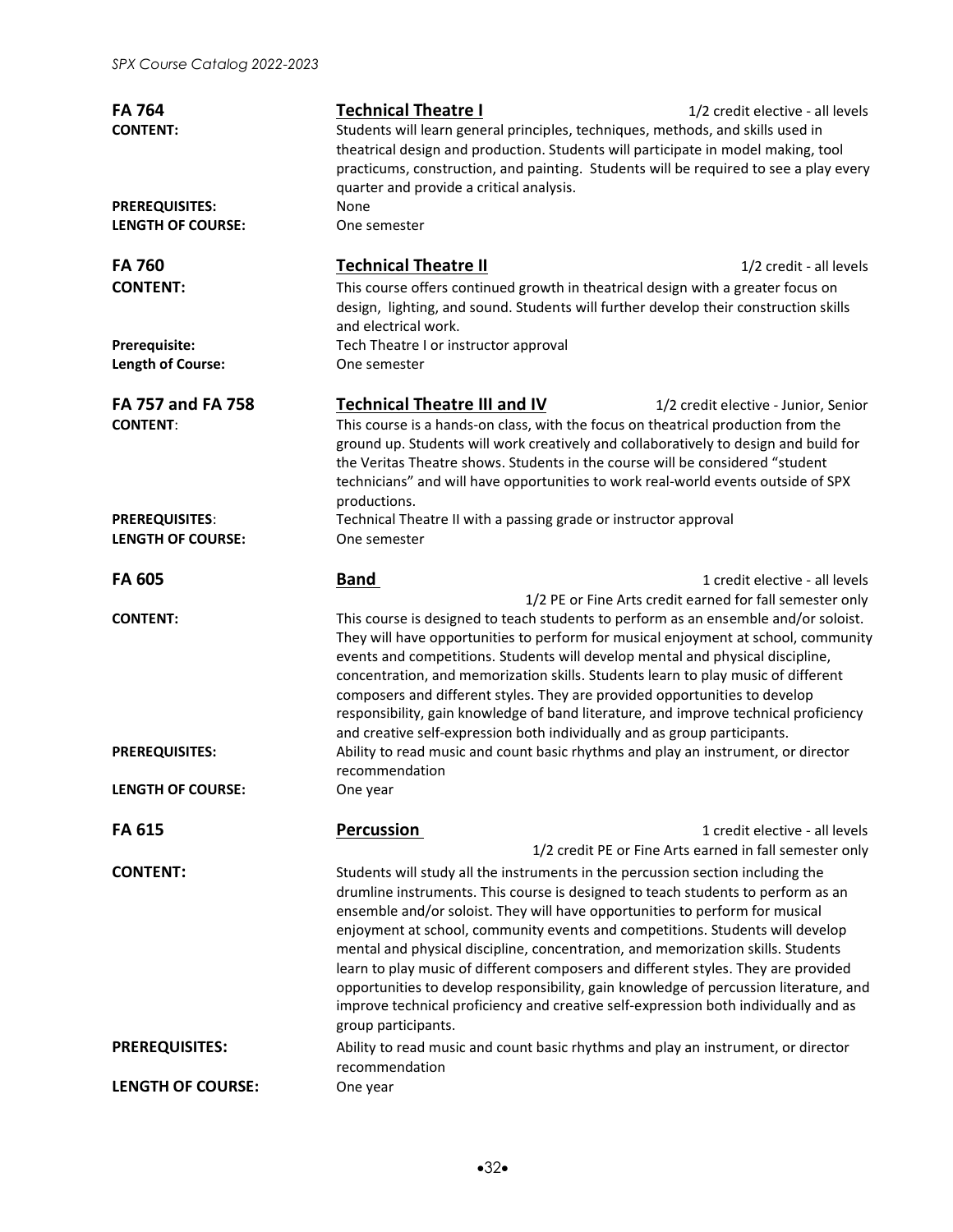## FA 764 — Technical Theatre I

1/2 credit elective - all levels

**CONTENT:** Students will learn general principles, techniques, methods, and skills used in theatrical design and production. Students will participate in model making, tool practicums, construction, and painting. Students will be required to see a play every quarter and provide a critical analysis.

**PREREQUISITES:** None

**LENGTH OF COURSE:** One semester

## FA 760 — Technical Theatre II

1/2 credit - all levels

**CONTENT:** This course offers continued growth in theatrical design with a greater focus on design, lighting, and sound. Students will further develop their construction skills and electrical work.

**Prerequisite:** Tech Theatre I or instructor approval

**Length of Course:** One semester

## FA 757 and FA 758 — Technical Theatre III and IV

1/2 credit elective - Junior, Senior

**CONTENT:** This course is a hands-on class, with the focus on theatrical production from the ground up. Students will work creatively and collaboratively to design and build for the Veritas Theatre shows. Students in the course will be considered "student technicians" and will have opportunities to work real-world events outside of SPX productions.

**PREREQUISITES:** Technical Theatre II with a passing grade or instructor approval

**LENGTH OF COURSE:** One semester

## FA 605 — Band

1 credit elective - all levels
1/2 PE or Fine Arts credit earned for fall semester only

**CONTENT:** This course is designed to teach students to perform as an ensemble and/or soloist. They will have opportunities to perform for musical enjoyment at school, community events and competitions. Students will develop mental and physical discipline, concentration, and memorization skills. Students learn to play music of different composers and different styles. They are provided opportunities to develop responsibility, gain knowledge of band literature, and improve technical proficiency and creative self-expression both individually and as group participants.

**PREREQUISITES:** Ability to read music and count basic rhythms and play an instrument, or director recommendation

**LENGTH OF COURSE:** One year

## FA 615 — Percussion

1 credit elective - all levels
1/2 credit PE or Fine Arts earned in fall semester only

**CONTENT:** Students will study all the instruments in the percussion section including the drumline instruments. This course is designed to teach students to perform as an ensemble and/or soloist. They will have opportunities to perform for musical enjoyment at school, community events and competitions. Students will develop mental and physical discipline, concentration, and memorization skills. Students learn to play music of different composers and different styles. They are provided opportunities to develop responsibility, gain knowledge of percussion literature, and improve technical proficiency and creative self-expression both individually and as group participants.

**PREREQUISITES:** Ability to read music and count basic rhythms and play an instrument, or director recommendation

**LENGTH OF COURSE:** One year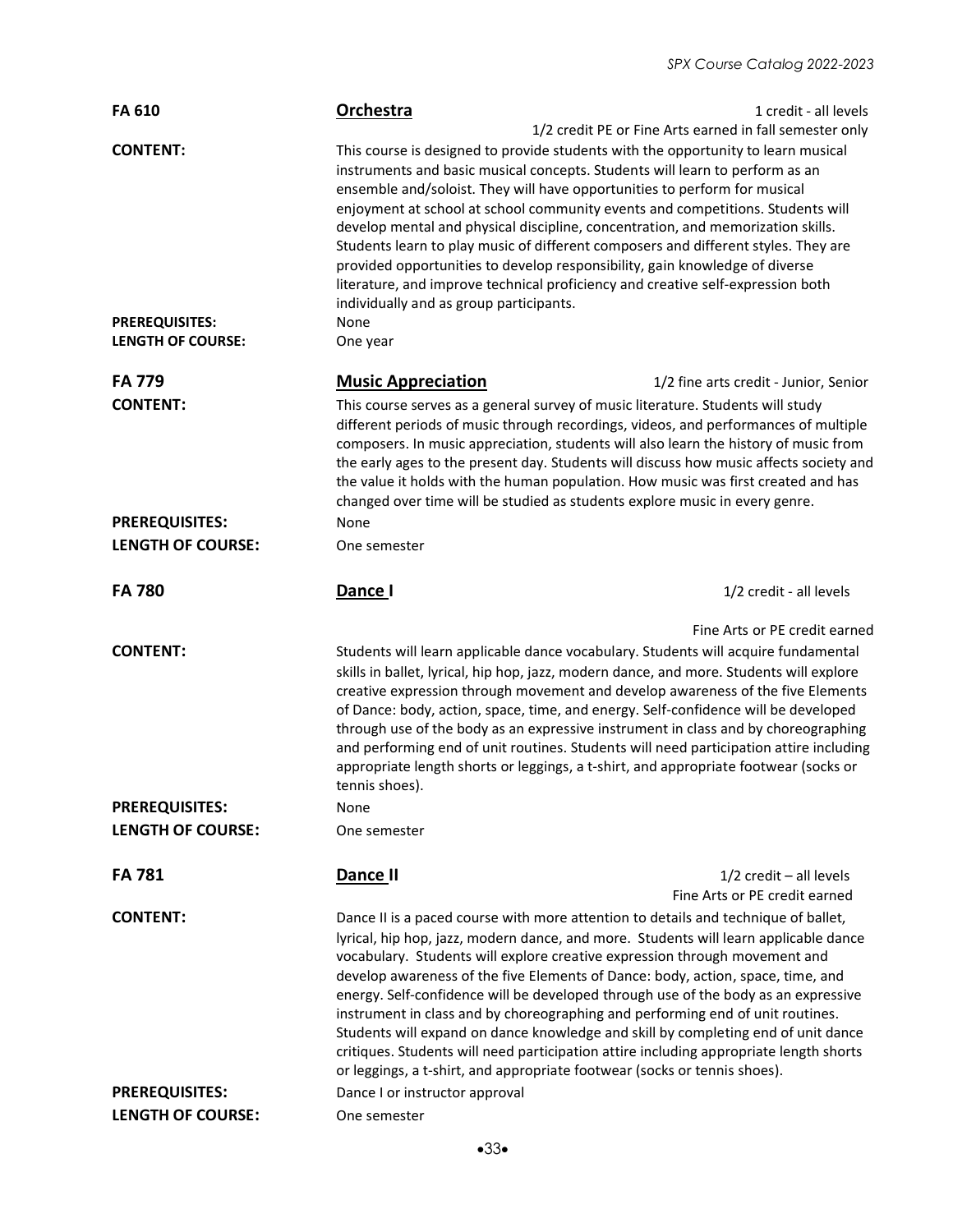**FA 610** **Orchestra** 1 credit - all levels
1/2 credit PE or Fine Arts earned in fall semester only

**CONTENT:** This course is designed to provide students with the opportunity to learn musical instruments and basic musical concepts. Students will learn to perform as an ensemble and/soloist. They will have opportunities to perform for musical enjoyment at school at school community events and competitions. Students will develop mental and physical discipline, concentration, and memorization skills. Students learn to play music of different composers and different styles. They are provided opportunities to develop responsibility, gain knowledge of diverse literature, and improve technical proficiency and creative self-expression both individually and as group participants.

**PREREQUISITES:** None

**LENGTH OF COURSE:** One year

**FA 779** **Music Appreciation** 1/2 fine arts credit - Junior, Senior

**CONTENT:** This course serves as a general survey of music literature. Students will study different periods of music through recordings, videos, and performances of multiple composers. In music appreciation, students will also learn the history of music from the early ages to the present day. Students will discuss how music affects society and the value it holds with the human population. How music was first created and has changed over time will be studied as students explore music in every genre.

**PREREQUISITES:** None

**LENGTH OF COURSE:** One semester

**FA 780** **Dance I** 1/2 credit - all levels
Fine Arts or PE credit earned

**CONTENT:** Students will learn applicable dance vocabulary. Students will acquire fundamental skills in ballet, lyrical, hip hop, jazz, modern dance, and more. Students will explore creative expression through movement and develop awareness of the five Elements of Dance: body, action, space, time, and energy. Self-confidence will be developed through use of the body as an expressive instrument in class and by choreographing and performing end of unit routines. Students will need participation attire including appropriate length shorts or leggings, a t-shirt, and appropriate footwear (socks or tennis shoes).

**PREREQUISITES:** None

**LENGTH OF COURSE:** One semester

**FA 781** **Dance II** 1/2 credit – all levels
Fine Arts or PE credit earned

**CONTENT:** Dance II is a paced course with more attention to details and technique of ballet, lyrical, hip hop, jazz, modern dance, and more. Students will learn applicable dance vocabulary. Students will explore creative expression through movement and develop awareness of the five Elements of Dance: body, action, space, time, and energy. Self-confidence will be developed through use of the body as an expressive instrument in class and by choreographing and performing end of unit routines. Students will expand on dance knowledge and skill by completing end of unit dance critiques. Students will need participation attire including appropriate length shorts or leggings, a t-shirt, and appropriate footwear (socks or tennis shoes).

**PREREQUISITES:** Dance I or instructor approval

**LENGTH OF COURSE:** One semester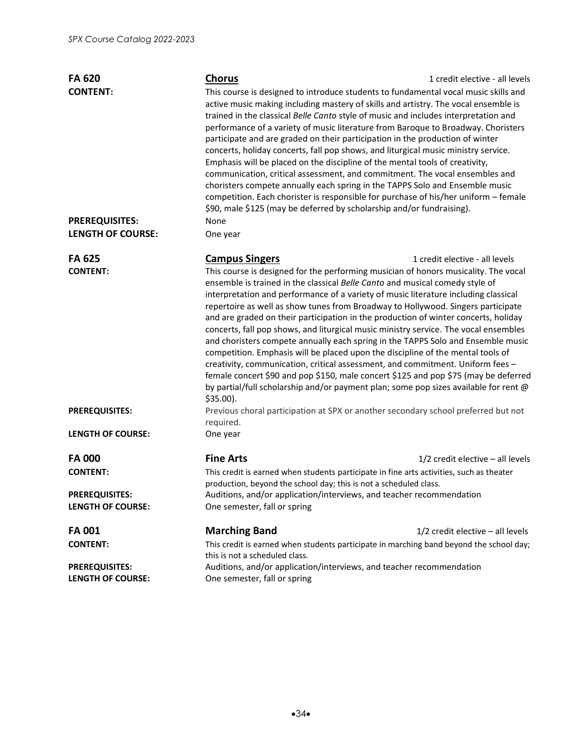**FA 620** **Chorus** 1 credit elective - all levels

**CONTENT:** This course is designed to introduce students to fundamental vocal music skills and active music making including mastery of skills and artistry. The vocal ensemble is trained in the classical *Belle Canto* style of music and includes interpretation and performance of a variety of music literature from Baroque to Broadway. Choristers participate and are graded on their participation in the production of winter concerts, holiday concerts, fall pop shows, and liturgical music ministry service. Emphasis will be placed on the discipline of the mental tools of creativity, communication, critical assessment, and commitment. The vocal ensembles and choristers compete annually each spring in the TAPPS Solo and Ensemble music competition. Each chorister is responsible for purchase of his/her uniform – female $90, male $125 (may be deferred by scholarship and/or fundraising).

**PREREQUISITES:** None

**LENGTH OF COURSE:** One year

**FA 625** **Campus Singers** 1 credit elective - all levels

**CONTENT:** This course is designed for the performing musician of honors musicality. The vocal ensemble is trained in the classical *Belle Canto* and musical comedy style of interpretation and performance of a variety of music literature including classical repertoire as well as show tunes from Broadway to Hollywood. Singers participate and are graded on their participation in the production of winter concerts, holiday concerts, fall pop shows, and liturgical music ministry service. The vocal ensembles and choristers compete annually each spring in the TAPPS Solo and Ensemble music competition. Emphasis will be placed upon the discipline of the mental tools of creativity, communication, critical assessment, and commitment. Uniform fees – female concert $90 and pop $150, male concert $125 and pop $75 (may be deferred by partial/full scholarship and/or payment plan; some pop sizes available for rent @ $35.00).

**PREREQUISITES:** Previous choral participation at SPX or another secondary school preferred but not required.

**LENGTH OF COURSE:** One year

**FA 000** **Fine Arts** 1/2 credit elective – all levels

**CONTENT:** This credit is earned when students participate in fine arts activities, such as theater production, beyond the school day; this is not a scheduled class.

**PREREQUISITES:** Auditions, and/or application/interviews, and teacher recommendation

**LENGTH OF COURSE:** One semester, fall or spring

**FA 001** **Marching Band** 1/2 credit elective – all levels

**CONTENT:** This credit is earned when students participate in marching band beyond the school day; this is not a scheduled class.

**PREREQUISITES:** Auditions, and/or application/interviews, and teacher recommendation

**LENGTH OF COURSE:** One semester, fall or spring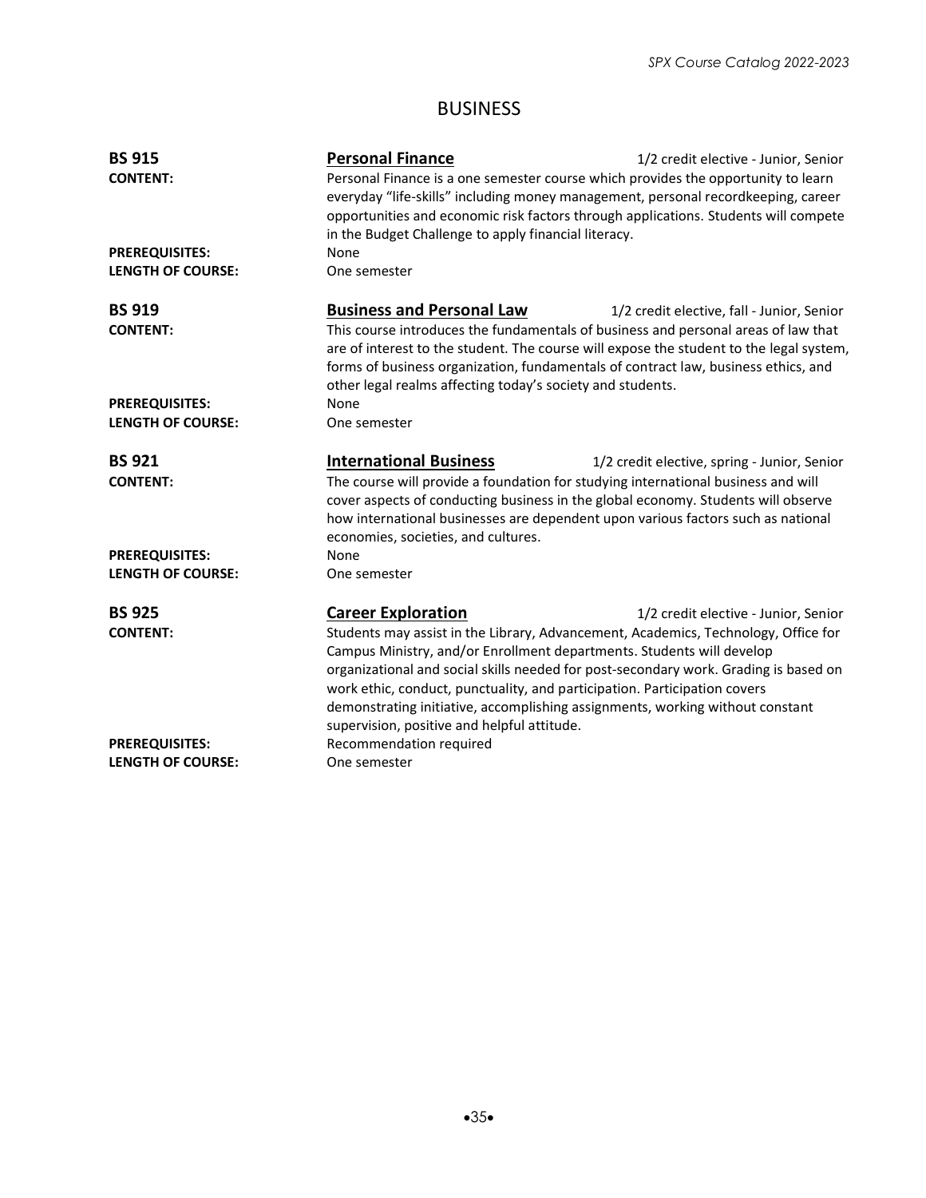# BUSINESS

**BS 915** — **Personal Finance** — 1/2 credit elective - Junior, Senior

**CONTENT:** Personal Finance is a one semester course which provides the opportunity to learn everyday "life-skills" including money management, personal recordkeeping, career opportunities and economic risk factors through applications. Students will compete in the Budget Challenge to apply financial literacy.

**PREREQUISITES:** None

**LENGTH OF COURSE:** One semester

**BS 919** — **Business and Personal Law** — 1/2 credit elective, fall - Junior, Senior

**CONTENT:** This course introduces the fundamentals of business and personal areas of law that are of interest to the student. The course will expose the student to the legal system, forms of business organization, fundamentals of contract law, business ethics, and other legal realms affecting today's society and students.

**PREREQUISITES:** None

**LENGTH OF COURSE:** One semester

**BS 921** — **International Business** — 1/2 credit elective, spring - Junior, Senior

**CONTENT:** The course will provide a foundation for studying international business and will cover aspects of conducting business in the global economy. Students will observe how international businesses are dependent upon various factors such as national economies, societies, and cultures.

**PREREQUISITES:** None

**LENGTH OF COURSE:** One semester

**BS 925** — **Career Exploration** — 1/2 credit elective - Junior, Senior

**CONTENT:** Students may assist in the Library, Advancement, Academics, Technology, Office for Campus Ministry, and/or Enrollment departments. Students will develop organizational and social skills needed for post-secondary work. Grading is based on work ethic, conduct, punctuality, and participation. Participation covers demonstrating initiative, accomplishing assignments, working without constant supervision, positive and helpful attitude.

**PREREQUISITES:** Recommendation required

**LENGTH OF COURSE:** One semester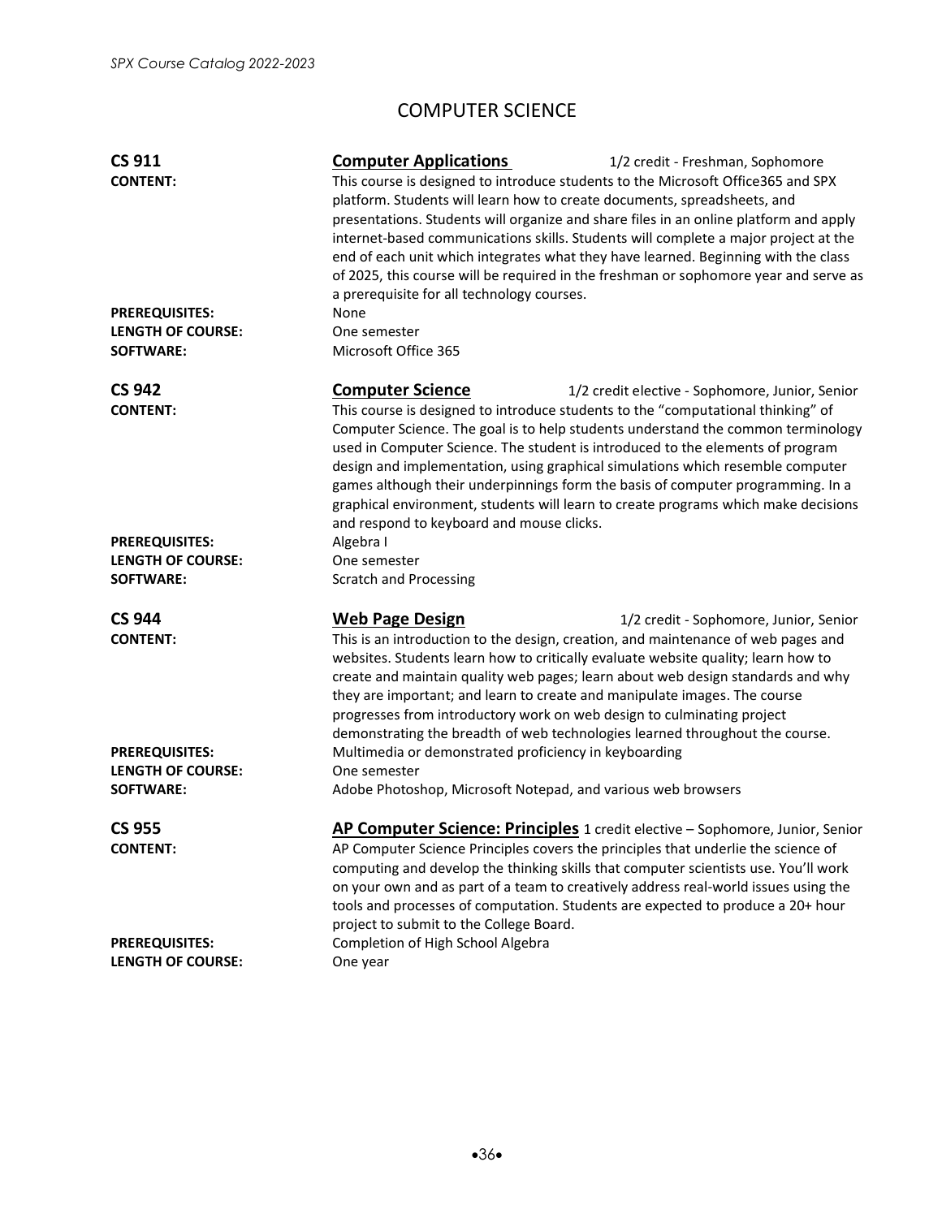# COMPUTER SCIENCE

**CS 911** — **Computer Applications** — 1/2 credit - Freshman, Sophomore

**CONTENT:** This course is designed to introduce students to the Microsoft Office365 and SPX platform. Students will learn how to create documents, spreadsheets, and presentations. Students will organize and share files in an online platform and apply internet-based communications skills. Students will complete a major project at the end of each unit which integrates what they have learned. Beginning with the class of 2025, this course will be required in the freshman or sophomore year and serve as a prerequisite for all technology courses.

**PREREQUISITES:** None

**LENGTH OF COURSE:** One semester

**SOFTWARE:** Microsoft Office 365

**CS 942** — **Computer Science** — 1/2 credit elective - Sophomore, Junior, Senior

**CONTENT:** This course is designed to introduce students to the "computational thinking" of Computer Science. The goal is to help students understand the common terminology used in Computer Science. The student is introduced to the elements of program design and implementation, using graphical simulations which resemble computer games although their underpinnings form the basis of computer programming. In a graphical environment, students will learn to create programs which make decisions and respond to keyboard and mouse clicks.

**PREREQUISITES:** Algebra I

**LENGTH OF COURSE:** One semester

**SOFTWARE:** Scratch and Processing

**CS 944** — **Web Page Design** — 1/2 credit - Sophomore, Junior, Senior

**CONTENT:** This is an introduction to the design, creation, and maintenance of web pages and websites. Students learn how to critically evaluate website quality; learn how to create and maintain quality web pages; learn about web design standards and why they are important; and learn to create and manipulate images. The course progresses from introductory work on web design to culminating project demonstrating the breadth of web technologies learned throughout the course.

**PREREQUISITES:** Multimedia or demonstrated proficiency in keyboarding

**LENGTH OF COURSE:** One semester

**SOFTWARE:** Adobe Photoshop, Microsoft Notepad, and various web browsers

**CS 955** — **AP Computer Science: Principles** — 1 credit elective – Sophomore, Junior, Senior

**CONTENT:** AP Computer Science Principles covers the principles that underlie the science of computing and develop the thinking skills that computer scientists use. You'll work on your own and as part of a team to creatively address real-world issues using the tools and processes of computation. Students are expected to produce a 20+ hour project to submit to the College Board.

**PREREQUISITES:** Completion of High School Algebra

**LENGTH OF COURSE:** One year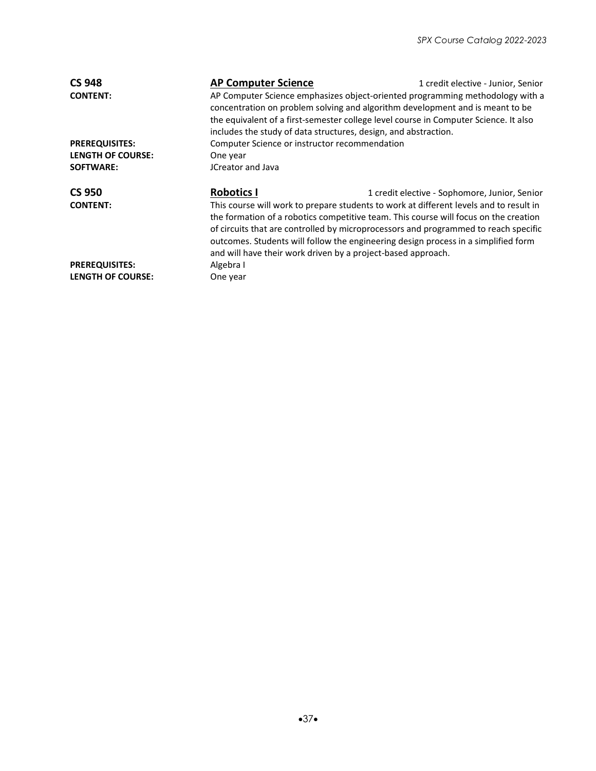**CS 948** | **AP Computer Science** | 1 credit elective - Junior, Senior

**CONTENT:** AP Computer Science emphasizes object-oriented programming methodology with a concentration on problem solving and algorithm development and is meant to be the equivalent of a first-semester college level course in Computer Science. It also includes the study of data structures, design, and abstraction.

**PREREQUISITES:** Computer Science or instructor recommendation

**LENGTH OF COURSE:** One year

**SOFTWARE:** JCreator and Java

**CS 950** | **Robotics I** | 1 credit elective - Sophomore, Junior, Senior

**CONTENT:** This course will work to prepare students to work at different levels and to result in the formation of a robotics competitive team. This course will focus on the creation of circuits that are controlled by microprocessors and programmed to reach specific outcomes. Students will follow the engineering design process in a simplified form and will have their work driven by a project-based approach.

**PREREQUISITES:** Algebra I

**LENGTH OF COURSE:** One year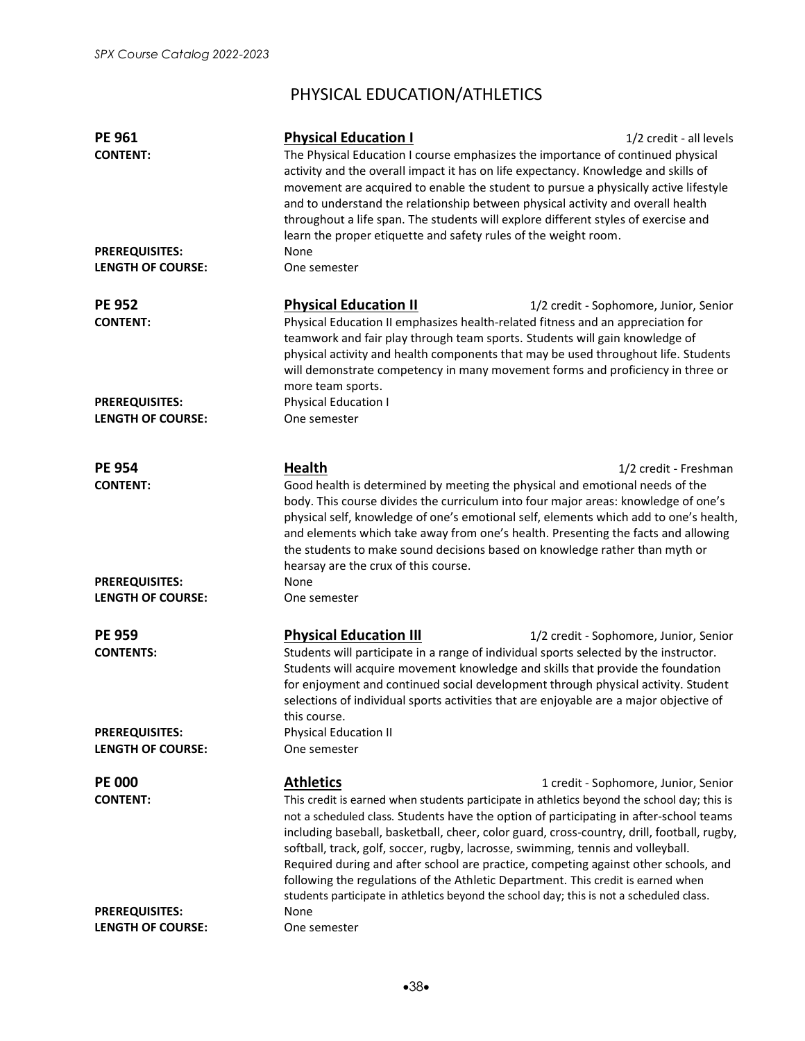# PHYSICAL EDUCATION/ATHLETICS

**PE 961** — **Physical Education I** — 1/2 credit - all levels

**CONTENT:** The Physical Education I course emphasizes the importance of continued physical activity and the overall impact it has on life expectancy. Knowledge and skills of movement are acquired to enable the student to pursue a physically active lifestyle and to understand the relationship between physical activity and overall health throughout a life span. The students will explore different styles of exercise and learn the proper etiquette and safety rules of the weight room.

**PREREQUISITES:** None

**LENGTH OF COURSE:** One semester

**PE 952** — **Physical Education II** — 1/2 credit - Sophomore, Junior, Senior

**CONTENT:** Physical Education II emphasizes health-related fitness and an appreciation for teamwork and fair play through team sports. Students will gain knowledge of physical activity and health components that may be used throughout life. Students will demonstrate competency in many movement forms and proficiency in three or more team sports.

**PREREQUISITES:** Physical Education I

**LENGTH OF COURSE:** One semester

**PE 954** — **Health** — 1/2 credit - Freshman

**CONTENT:** Good health is determined by meeting the physical and emotional needs of the body. This course divides the curriculum into four major areas: knowledge of one's physical self, knowledge of one's emotional self, elements which add to one's health, and elements which take away from one's health. Presenting the facts and allowing the students to make sound decisions based on knowledge rather than myth or hearsay are the crux of this course.

**PREREQUISITES:** None

**LENGTH OF COURSE:** One semester

**PE 959** — **Physical Education III** — 1/2 credit - Sophomore, Junior, Senior

**CONTENTS:** Students will participate in a range of individual sports selected by the instructor. Students will acquire movement knowledge and skills that provide the foundation for enjoyment and continued social development through physical activity. Student selections of individual sports activities that are enjoyable are a major objective of this course.

**PREREQUISITES:** Physical Education II

**LENGTH OF COURSE:** One semester

**PE 000** — **Athletics** — 1 credit - Sophomore, Junior, Senior

**CONTENT:** This credit is earned when students participate in athletics beyond the school day; this is not a scheduled class. Students have the option of participating in after-school teams including baseball, basketball, cheer, color guard, cross-country, drill, football, rugby, softball, track, golf, soccer, rugby, lacrosse, swimming, tennis and volleyball. Required during and after school are practice, competing against other schools, and following the regulations of the Athletic Department. This credit is earned when students participate in athletics beyond the school day; this is not a scheduled class.

**PREREQUISITES:** None

**LENGTH OF COURSE:** One semester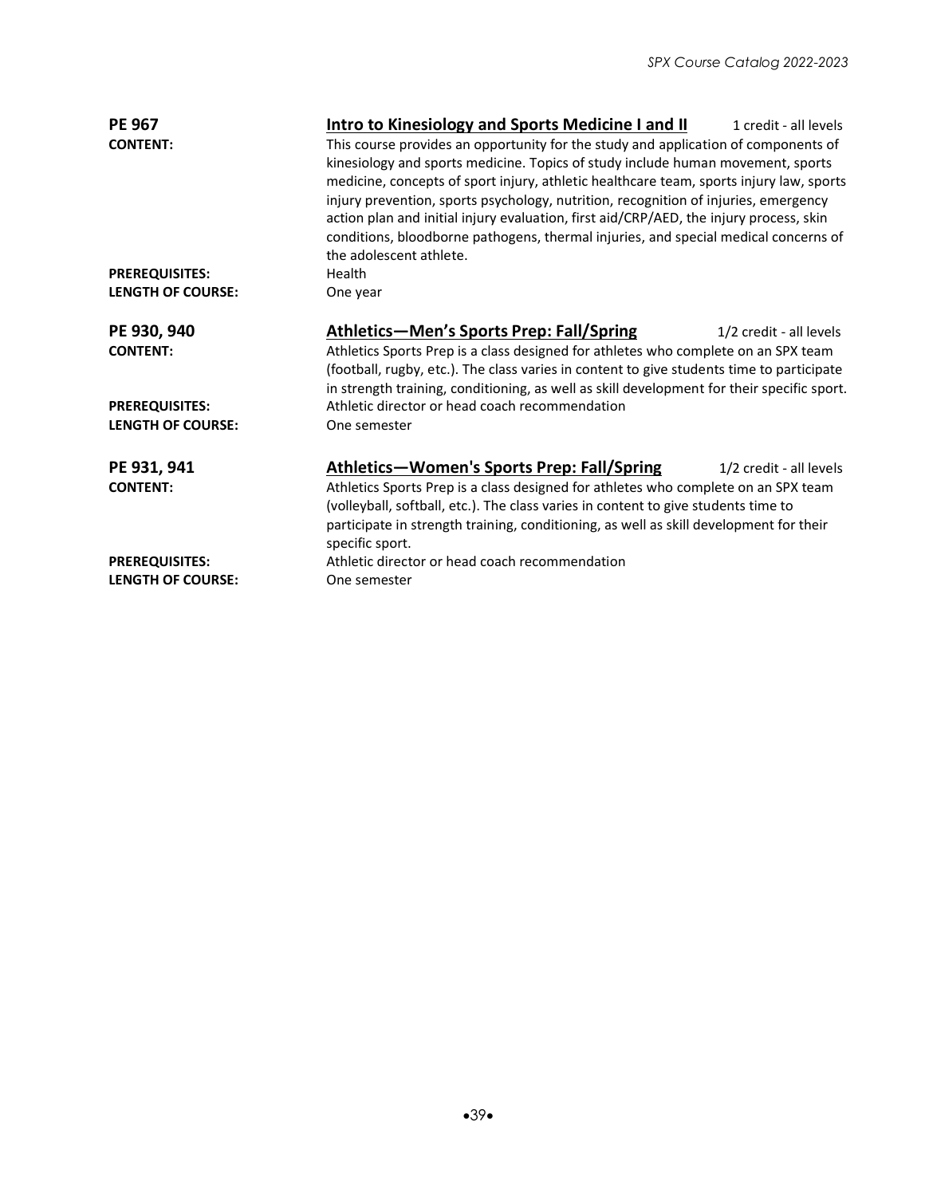**PE 967** — **Intro to Kinesiology and Sports Medicine I and II** — 1 credit - all levels

**CONTENT:** This course provides an opportunity for the study and application of components of kinesiology and sports medicine. Topics of study include human movement, sports medicine, concepts of sport injury, athletic healthcare team, sports injury law, sports injury prevention, sports psychology, nutrition, recognition of injuries, emergency action plan and initial injury evaluation, first aid/CRP/AED, the injury process, skin conditions, bloodborne pathogens, thermal injuries, and special medical concerns of the adolescent athlete.

**PREREQUISITES:** Health

**LENGTH OF COURSE:** One year

**PE 930, 940** — **Athletics—Men's Sports Prep: Fall/Spring** — 1/2 credit - all levels

**CONTENT:** Athletics Sports Prep is a class designed for athletes who complete on an SPX team (football, rugby, etc.). The class varies in content to give students time to participate in strength training, conditioning, as well as skill development for their specific sport.

**PREREQUISITES:** Athletic director or head coach recommendation

**LENGTH OF COURSE:** One semester

**PE 931, 941** — **Athletics—Women's Sports Prep: Fall/Spring** — 1/2 credit - all levels

**CONTENT:** Athletics Sports Prep is a class designed for athletes who complete on an SPX team (volleyball, softball, etc.). The class varies in content to give students time to participate in strength training, conditioning, as well as skill development for their specific sport.

**PREREQUISITES:** Athletic director or head coach recommendation

**LENGTH OF COURSE:** One semester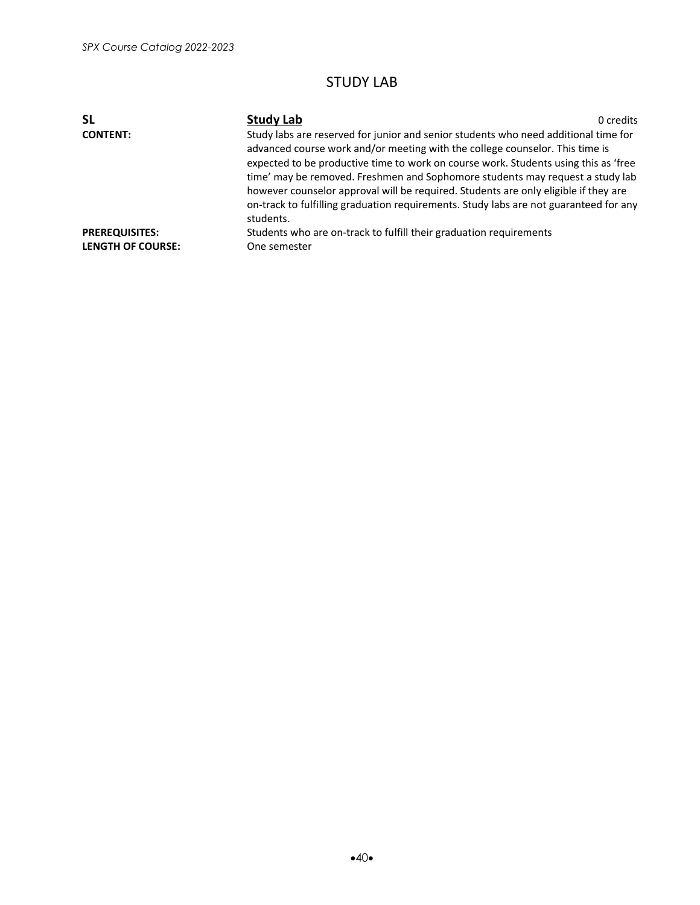## STUDY LAB

| | | |
|---|---|---|
| **SL** | **<u>Study Lab</u>** | 0 credits |
| **CONTENT:** | Study labs are reserved for junior and senior students who need additional time for advanced course work and/or meeting with the college counselor. This time is expected to be productive time to work on course work. Students using this as 'free time' may be removed. Freshmen and Sophomore students may request a study lab however counselor approval will be required. Students are only eligible if they are on-track to fulfilling graduation requirements. Study labs are not guaranteed for any students. | |
| **PREREQUISITES:** | Students who are on-track to fulfill their graduation requirements | |
| **LENGTH OF COURSE:** | One semester | |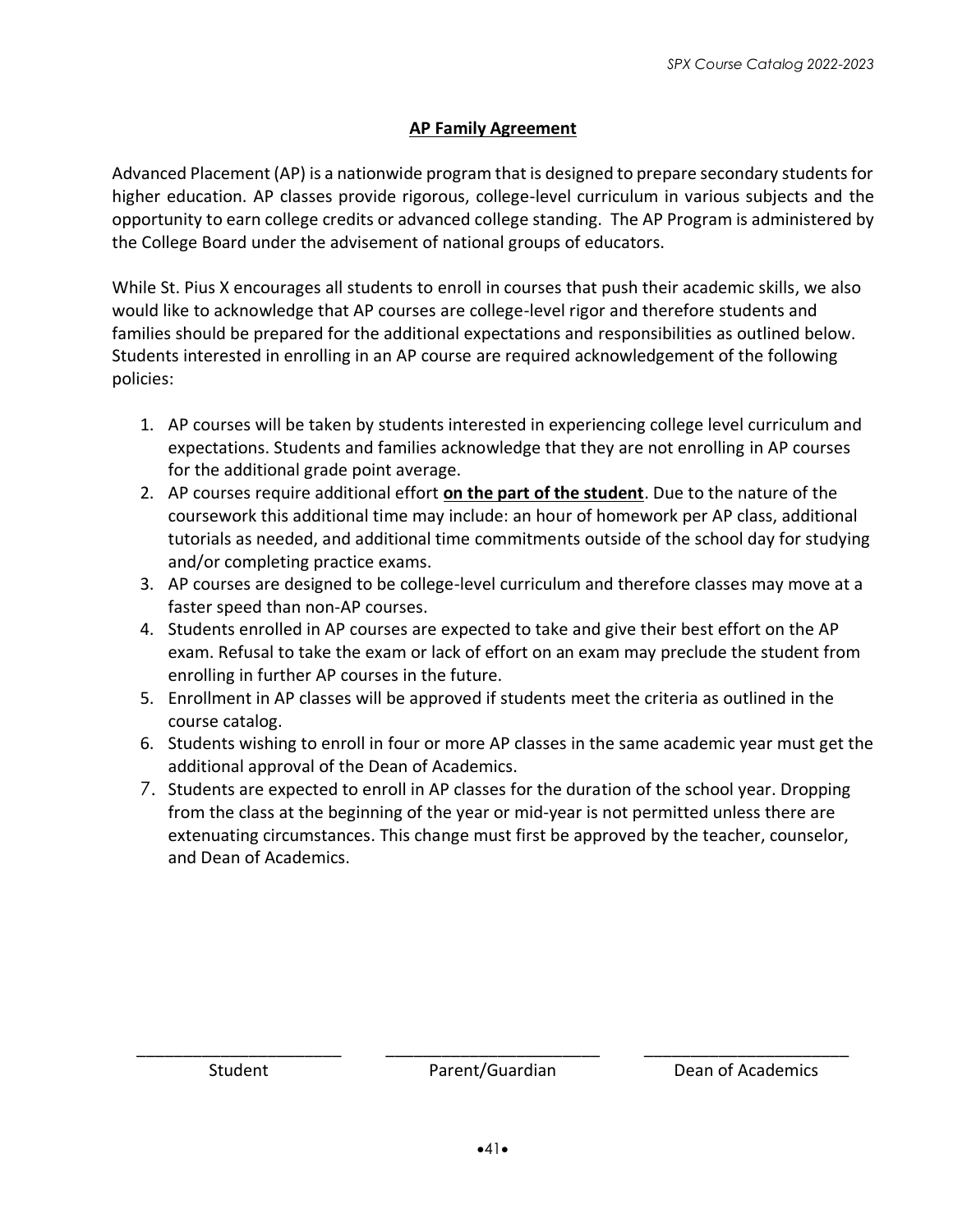## AP Family Agreement

Advanced Placement (AP) is a nationwide program that is designed to prepare secondary students for higher education. AP classes provide rigorous, college-level curriculum in various subjects and the opportunity to earn college credits or advanced college standing. The AP Program is administered by the College Board under the advisement of national groups of educators.

While St. Pius X encourages all students to enroll in courses that push their academic skills, we also would like to acknowledge that AP courses are college-level rigor and therefore students and families should be prepared for the additional expectations and responsibilities as outlined below. Students interested in enrolling in an AP course are required acknowledgement of the following policies:

1. AP courses will be taken by students interested in experiencing college level curriculum and expectations. Students and families acknowledge that they are not enrolling in AP courses for the additional grade point average.
2. AP courses require additional effort **on the part of the student**. Due to the nature of the coursework this additional time may include: an hour of homework per AP class, additional tutorials as needed, and additional time commitments outside of the school day for studying and/or completing practice exams.
3. AP courses are designed to be college-level curriculum and therefore classes may move at a faster speed than non-AP courses.
4. Students enrolled in AP courses are expected to take and give their best effort on the AP exam. Refusal to take the exam or lack of effort on an exam may preclude the student from enrolling in further AP courses in the future.
5. Enrollment in AP classes will be approved if students meet the criteria as outlined in the course catalog.
6. Students wishing to enroll in four or more AP classes in the same academic year must get the additional approval of the Dean of Academics.
7. Students are expected to enroll in AP classes for the duration of the school year. Dropping from the class at the beginning of the year or mid-year is not permitted unless there are extenuating circumstances. This change must first be approved by the teacher, counselor, and Dean of Academics.

_______________________ _______________________ _______________________

Student Parent/Guardian Dean of Academics